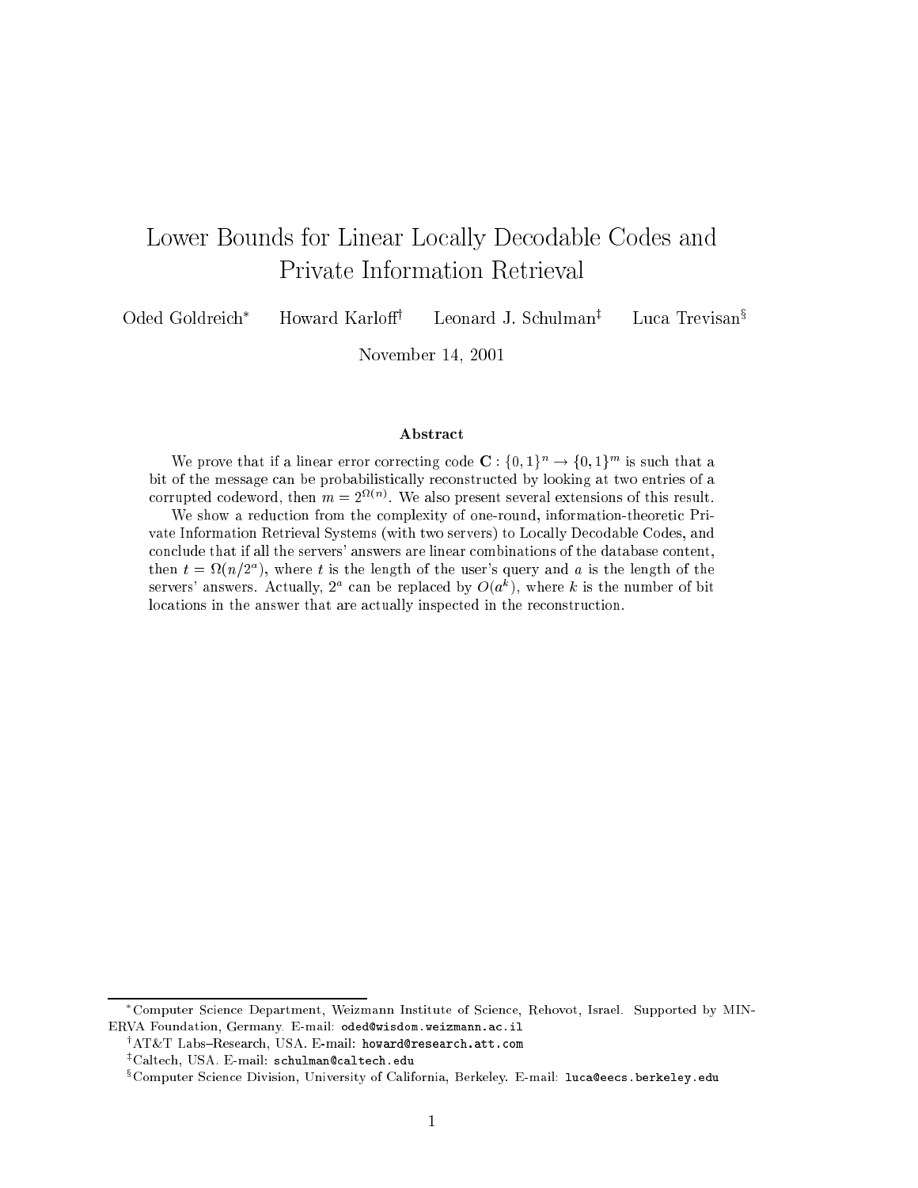# Lower Bounds for Linear Locally Decodable Codes and Private Information Retrieval

Oded Goldreich[*] Howard Karloff[†] Leonard J. Schulman[‡] Luca Trevisan[§]

November 14, 2001

### Abstract

We prove that if a linear error correcting code $\mathbf{C} : \{0,1\}^n \to \{0,1\}^m$ is such that a bit of the message can be probabilistically reconstructed by looking at two entries of a corrupted codeword, then $m = 2^{\Omega(n)}$. We also present several extensions of this result.

We show a reduction from the complexity of one-round, information-theoretic Private Information Retrieval Systems (with two servers) to Locally Decodable Codes, and conclude that if all the servers' answers are linear combinations of the database content, then $t = \Omega(n/2^a)$, where $t$ is the length of the user's query and $a$ is the length of the servers' answers. Actually, $2^a$ can be replaced by $O(a^k)$, where $k$ is the number of bit locations in the answer that are actually inspected in the reconstruction.

---

[*] Computer Science Department, Weizmann Institute of Science, Rehovot, Israel. Supported by MINERVA Foundation, Germany. E-mail: oded@wisdom.weizmann.ac.il

[†] AT&T Labs–Research, USA. E-mail: howard@research.att.com

[‡] Caltech, USA. E-mail: schulman@caltech.edu

[§] Computer Science Division, University of California, Berkeley. E-mail: luca@eecs.berkeley.edu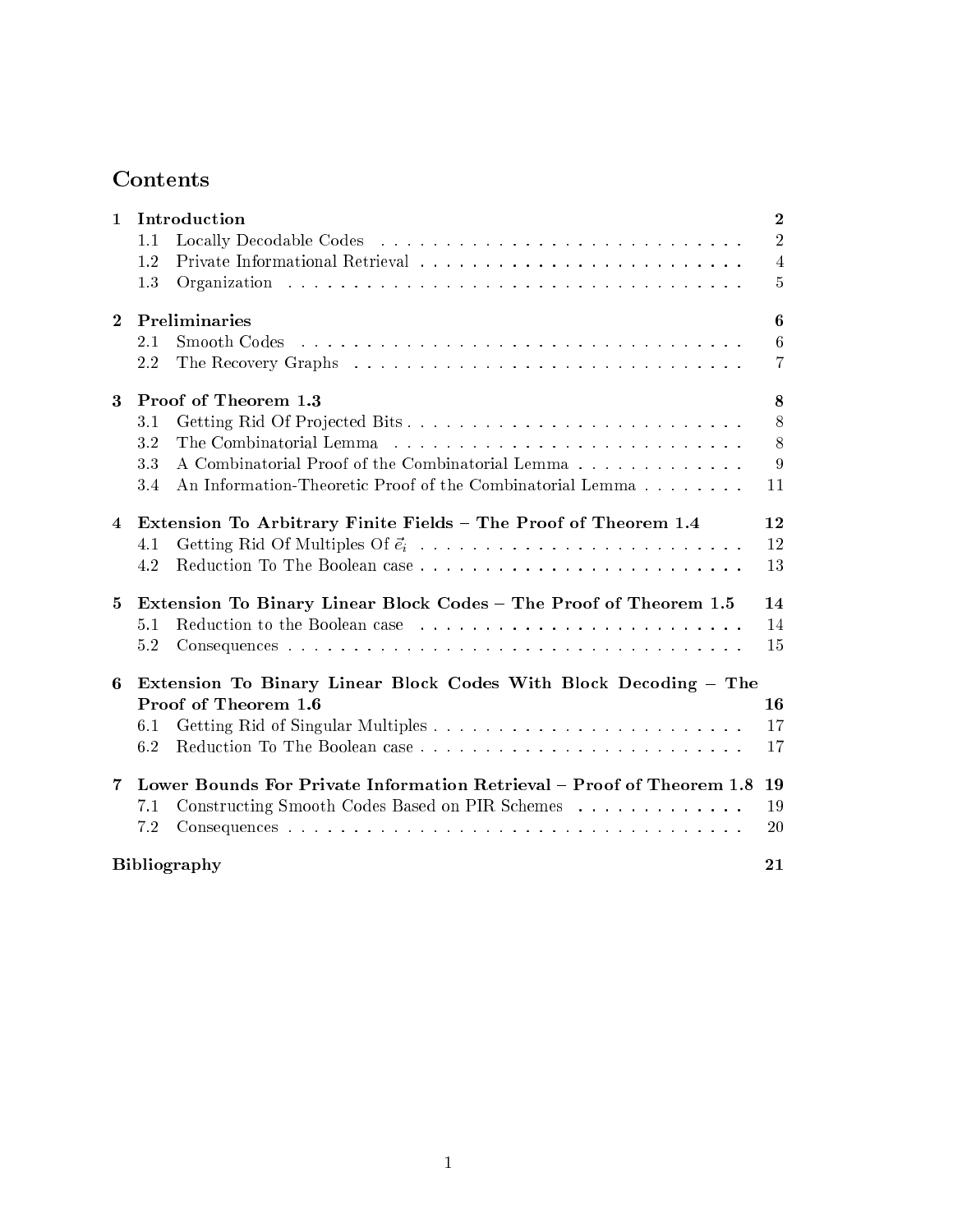# Contents

**1 Introduction** **2**
- 1.1 Locally Decodable Codes . . . . . . . . . . . . . . . . . . . . . . . . . . . . 2
- 1.2 Private Informational Retrieval . . . . . . . . . . . . . . . . . . . . . . . . . 4
- 1.3 Organization . . . . . . . . . . . . . . . . . . . . . . . . . . . . . . . . . . 5

**2 Preliminaries** **6**
- 2.1 Smooth Codes . . . . . . . . . . . . . . . . . . . . . . . . . . . . . . . . . 6
- 2.2 The Recovery Graphs . . . . . . . . . . . . . . . . . . . . . . . . . . . . . 7

**3 Proof of Theorem 1.3** **8**
- 3.1 Getting Rid Of Projected Bits . . . . . . . . . . . . . . . . . . . . . . . . . 8
- 3.2 The Combinatorial Lemma . . . . . . . . . . . . . . . . . . . . . . . . . . . 8
- 3.3 A Combinatorial Proof of the Combinatorial Lemma . . . . . . . . . . . . . 9
- 3.4 An Information-Theoretic Proof of the Combinatorial Lemma . . . . . . . . 11

**4 Extension To Arbitrary Finite Fields – The Proof of Theorem 1.4** **12**
- 4.1 Getting Rid Of Multiples Of $\vec{e}_i$ . . . . . . . . . . . . . . . . . . . . . . . . . 12
- 4.2 Reduction To The Boolean case . . . . . . . . . . . . . . . . . . . . . . . . 13

**5 Extension To Binary Linear Block Codes – The Proof of Theorem 1.5** **14**
- 5.1 Reduction to the Boolean case . . . . . . . . . . . . . . . . . . . . . . . . 14
- 5.2 Consequences . . . . . . . . . . . . . . . . . . . . . . . . . . . . . . . . . . 15

**6 Extension To Binary Linear Block Codes With Block Decoding – The Proof of Theorem 1.6** **16**
- 6.1 Getting Rid of Singular Multiples . . . . . . . . . . . . . . . . . . . . . . . 17
- 6.2 Reduction To The Boolean case . . . . . . . . . . . . . . . . . . . . . . . . 17

**7 Lower Bounds For Private Information Retrieval – Proof of Theorem 1.8** **19**
- 7.1 Constructing Smooth Codes Based on PIR Schemes . . . . . . . . . . . . . 19
- 7.2 Consequences . . . . . . . . . . . . . . . . . . . . . . . . . . . . . . . . . . 20

**Bibliography** **21**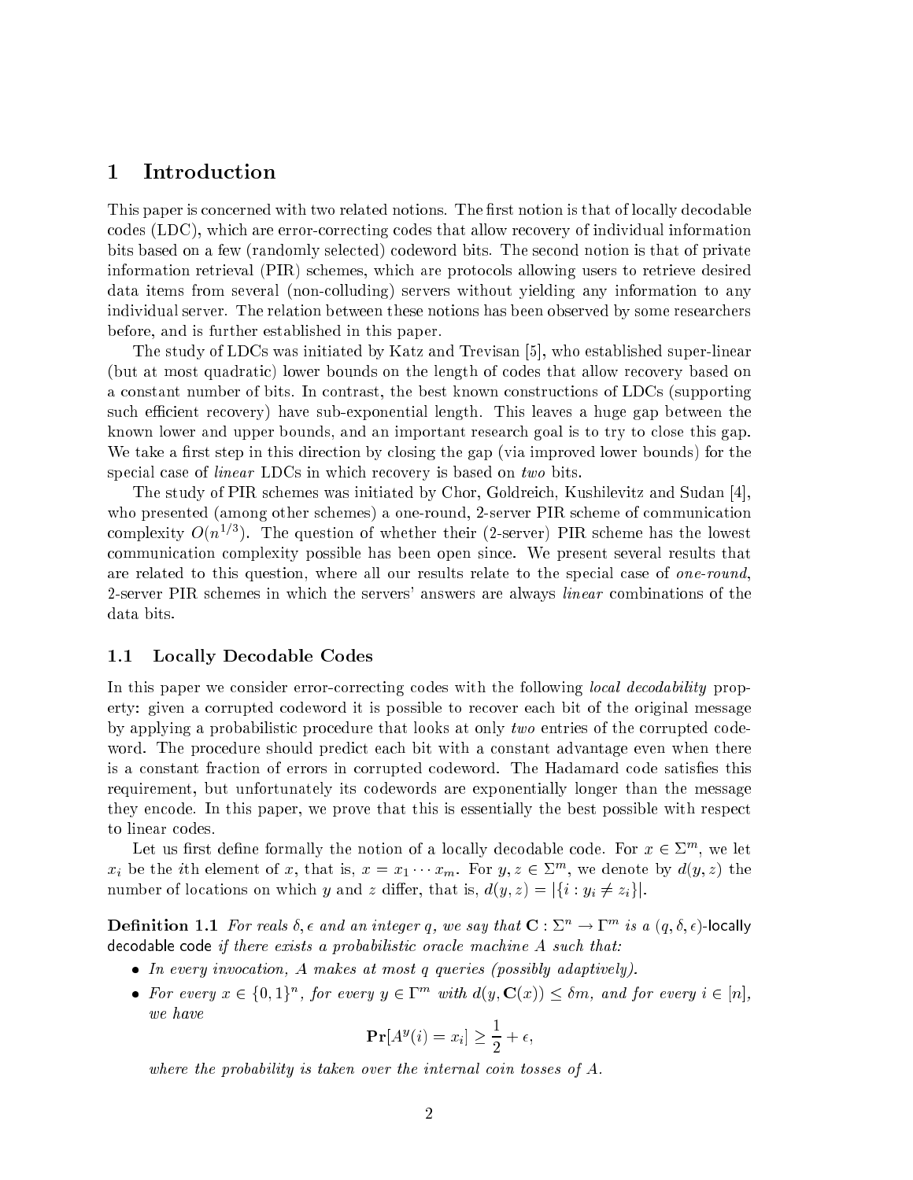## 1 Introduction

This paper is concerned with two related notions. The first notion is that of locally decodable codes (LDC), which are error-correcting codes that allow recovery of individual information bits based on a few (randomly selected) codeword bits. The second notion is that of private information retrieval (PIR) schemes, which are protocols allowing users to retrieve desired data items from several (non-colluding) servers without yielding any information to any individual server. The relation between these notions has been observed by some researchers before, and is further established in this paper.

The study of LDCs was initiated by Katz and Trevisan [5], who established super-linear (but at most quadratic) lower bounds on the length of codes that allow recovery based on a constant number of bits. In contrast, the best known constructions of LDCs (supporting such efficient recovery) have sub-exponential length. This leaves a huge gap between the known lower and upper bounds, and an important research goal is to try to close this gap. We take a first step in this direction by closing the gap (via improved lower bounds) for the special case of *linear* LDCs in which recovery is based on *two* bits.

The study of PIR schemes was initiated by Chor, Goldreich, Kushilevitz and Sudan [4], who presented (among other schemes) a one-round, 2-server PIR scheme of communication complexity $O(n^{1/3})$. The question of whether their (2-server) PIR scheme has the lowest communication complexity possible has been open since. We present several results that are related to this question, where all our results relate to the special case of *one-round*, 2-server PIR schemes in which the servers' answers are always *linear* combinations of the data bits.

### 1.1 Locally Decodable Codes

In this paper we consider error-correcting codes with the following *local decodability* property: given a corrupted codeword it is possible to recover each bit of the original message by applying a probabilistic procedure that looks at only *two* entries of the corrupted codeword. The procedure should predict each bit with a constant advantage even when there is a constant fraction of errors in corrupted codeword. The Hadamard code satisfies this requirement, but unfortunately its codewords are exponentially longer than the message they encode. In this paper, we prove that this is essentially the best possible with respect to linear codes.

Let us first define formally the notion of a locally decodable code. For $x \in \Sigma^m$, we let $x_i$ be the $i$th element of $x$, that is, $x = x_1 \cdots x_m$. For $y, z \in \Sigma^m$, we denote by $d(y, z)$ the number of locations on which $y$ and $z$ differ, that is, $d(y, z) = |\{i : y_i \neq z_i\}|$.

**Definition 1.1** *For reals $\delta, \epsilon$ and an integer $q$, we say that $\mathbf{C} : \Sigma^n \to \Gamma^m$ is a $(q, \delta, \epsilon)$-locally decodable code if there exists a probabilistic oracle machine $A$ such that:*

- *In every invocation, $A$ makes at most $q$ queries (possibly adaptively).*
- *For every $x \in \{0,1\}^n$, for every $y \in \Gamma^m$ with $d(y, \mathbf{C}(x)) \leq \delta m$, and for every $i \in [n]$, we have*

$$\mathbf{Pr}[A^y(i) = x_i] \geq \frac{1}{2} + \epsilon,$$

*where the probability is taken over the internal coin tosses of $A$.*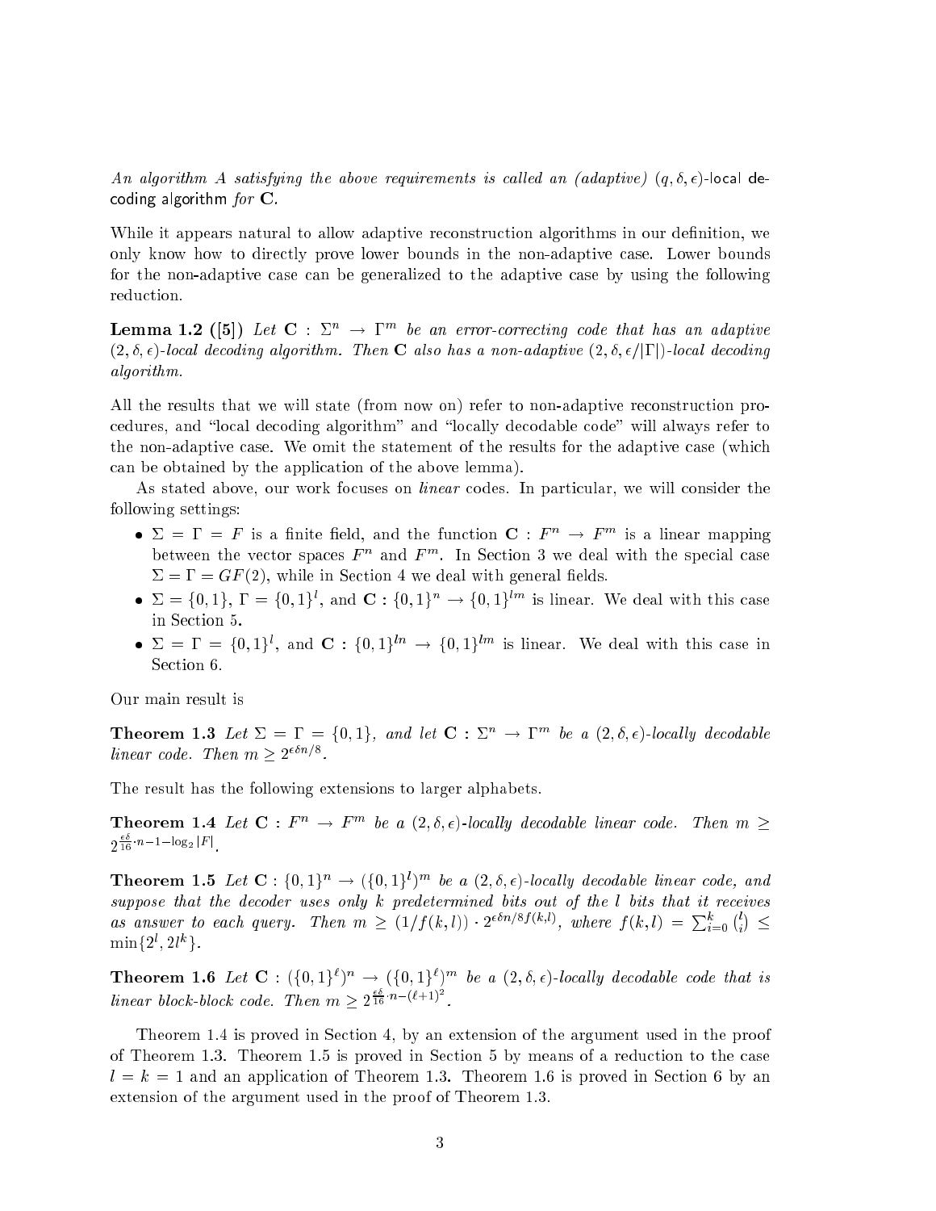*An algorithm $A$ satisfying the above requirements is called an (adaptive) $(q, \delta, \epsilon)$-*local decoding algorithm *for* $\mathbf{C}$.

While it appears natural to allow adaptive reconstruction algorithms in our definition, we only know how to directly prove lower bounds in the non-adaptive case. Lower bounds for the non-adaptive case can be generalized to the adaptive case by using the following reduction.

**Lemma 1.2 ([5])** *Let $\mathbf{C} : \Sigma^n \to \Gamma^m$ be an error-correcting code that has an adaptive $(2, \delta, \epsilon)$-local decoding algorithm. Then $\mathbf{C}$ also has a non-adaptive $(2, \delta, \epsilon/|\Gamma|)$-local decoding algorithm.*

All the results that we will state (from now on) refer to non-adaptive reconstruction procedures, and "local decoding algorithm" and "locally decodable code" will always refer to the non-adaptive case. We omit the statement of the results for the adaptive case (which can be obtained by the application of the above lemma).

As stated above, our work focuses on *linear* codes. In particular, we will consider the following settings:

- $\Sigma = \Gamma = F$ is a finite field, and the function $\mathbf{C} : F^n \to F^m$ is a linear mapping between the vector spaces $F^n$ and $F^m$. In Section 3 we deal with the special case $\Sigma = \Gamma = GF(2)$, while in Section 4 we deal with general fields.
- $\Sigma = \{0, 1\}$, $\Gamma = \{0, 1\}^l$, and $\mathbf{C} : \{0, 1\}^n \to \{0, 1\}^{lm}$ is linear. We deal with this case in Section 5.
- $\Sigma = \Gamma = \{0, 1\}^l$, and $\mathbf{C} : \{0, 1\}^{ln} \to \{0, 1\}^{lm}$ is linear. We deal with this case in Section 6.

Our main result is

**Theorem 1.3** *Let $\Sigma = \Gamma = \{0, 1\}$, and let $\mathbf{C} : \Sigma^n \to \Gamma^m$ be a $(2, \delta, \epsilon)$-locally decodable linear code. Then $m \geq 2^{\epsilon\delta n/8}$.*

The result has the following extensions to larger alphabets.

**Theorem 1.4** *Let $\mathbf{C} : F^n \to F^m$ be a $(2, \delta, \epsilon)$-locally decodable linear code. Then $m \geq 2^{\frac{\epsilon\delta}{16} \cdot n - 1 - \log_2 |F|}$.*

**Theorem 1.5** *Let $\mathbf{C} : \{0, 1\}^n \to (\{0, 1\}^l)^m$ be a $(2, \delta, \epsilon)$-locally decodable linear code, and suppose that the decoder uses only $k$ predetermined bits out of the $l$ bits that it receives as answer to each query. Then $m \geq (1/f(k, l)) \cdot 2^{\epsilon\delta n/8f(k,l)}$, where $f(k, l) = \sum_{i=0}^{k} \binom{l}{i} \leq \min\{2^l, 2l^k\}$.*

**Theorem 1.6** *Let $\mathbf{C} : (\{0, 1\}^\ell)^n \to (\{0, 1\}^\ell)^m$ be a $(2, \delta, \epsilon)$-locally decodable code that is linear block-block code. Then $m \geq 2^{\frac{\epsilon\delta}{16} \cdot n - (\ell+1)^2}$.*

Theorem 1.4 is proved in Section 4, by an extension of the argument used in the proof of Theorem 1.3. Theorem 1.5 is proved in Section 5 by means of a reduction to the case $l = k = 1$ and an application of Theorem 1.3. Theorem 1.6 is proved in Section 6 by an extension of the argument used in the proof of Theorem 1.3.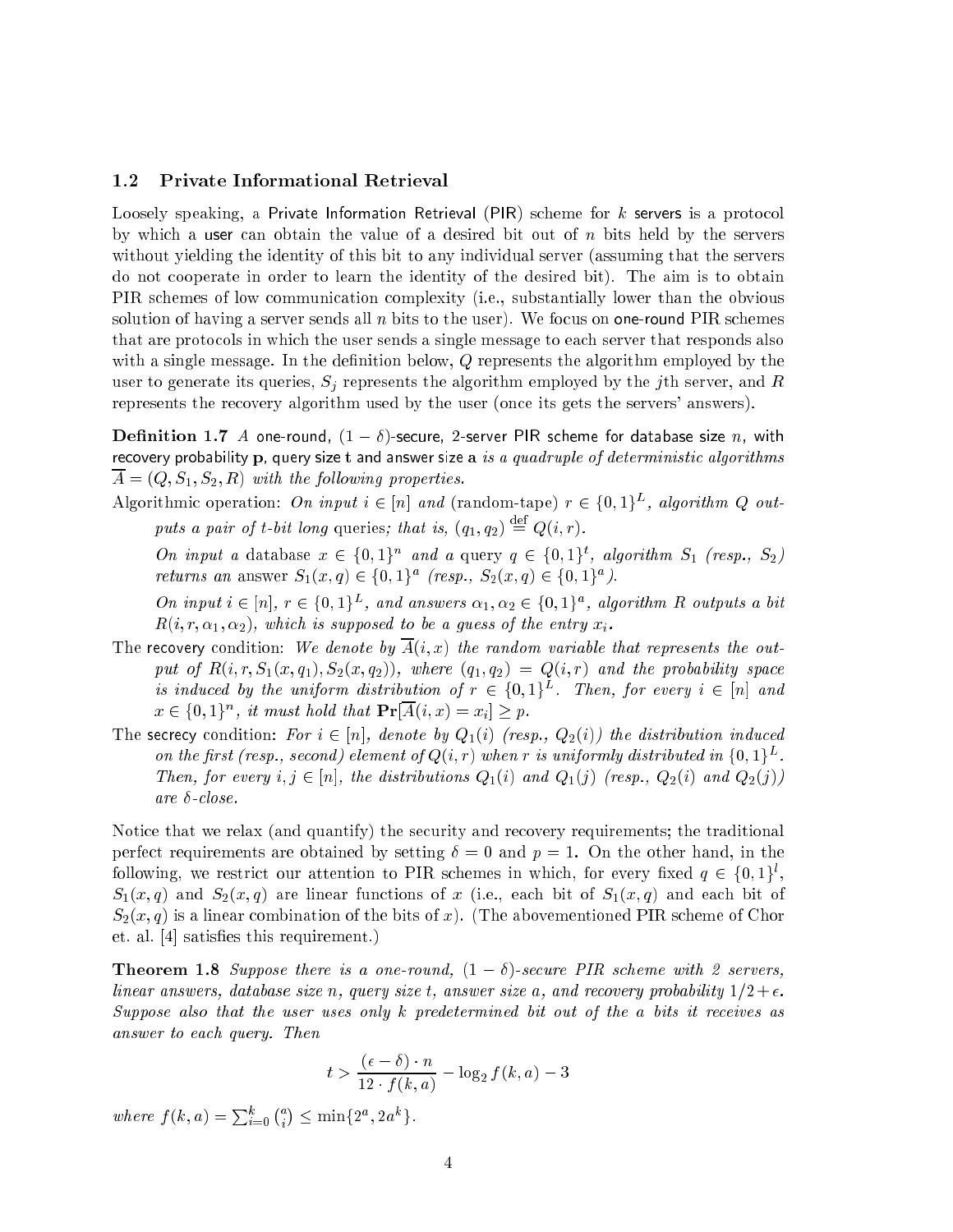### 1.2 Private Informational Retrieval

Loosely speaking, a Private Information Retrieval (PIR) scheme for $k$ servers is a protocol by which a user can obtain the value of a desired bit out of $n$ bits held by the servers without yielding the identity of this bit to any individual server (assuming that the servers do not cooperate in order to learn the identity of the desired bit). The aim is to obtain PIR schemes of low communication complexity (i.e., substantially lower than the obvious solution of having a server sends all $n$ bits to the user). We focus on one-round PIR schemes that are protocols in which the user sends a single message to each server that responds also with a single message. In the definition below, $Q$ represents the algorithm employed by the user to generate its queries, $S_j$ represents the algorithm employed by the $j$th server, and $R$ represents the recovery algorithm used by the user (once its gets the servers' answers).

**Definition 1.7** *A* one-round, $(1-\delta)$-secure, 2-server PIR scheme for database size $n$, with recovery probability $\mathbf{p}$, query size $\mathbf{t}$ and answer size $\mathbf{a}$ *is a quadruple of deterministic algorithms* $\overline{A} = (Q, S_1, S_2, R)$ *with the following properties.*

Algorithmic operation: *On input $i \in [n]$ and* (random-tape) $r \in \{0,1\}^L$*, algorithm $Q$ outputs a pair of $t$-bit long* queries*; that is,* $(q_1, q_2) \stackrel{\rm def}{=} Q(i,r)$.

*On input a* database $x \in \{0,1\}^n$ *and a* query $q \in \{0,1\}^t$*, algorithm $S_1$ (resp., $S_2$) returns an* answer $S_1(x,q) \in \{0,1\}^a$ *(resp.,* $S_2(x,q) \in \{0,1\}^a$*).*

*On input $i \in [n]$, $r \in \{0,1\}^L$, and answers $\alpha_1, \alpha_2 \in \{0,1\}^a$, algorithm $R$ outputs a bit $R(i,r,\alpha_1,\alpha_2)$, which is supposed to be a guess of the entry $x_i$.*

The recovery condition: *We denote by $\overline{A}(i,x)$ the random variable that represents the output of $R(i,r,S_1(x,q_1),S_2(x,q_2))$, where $(q_1,q_2) = Q(i,r)$ and the probability space is induced by the uniform distribution of $r \in \{0,1\}^L$. Then, for every $i \in [n]$ and $x \in \{0,1\}^n$, it must hold that $\mathbf{Pr}[\overline{A}(i,x) = x_i] \geq p$.*

The secrecy condition: *For $i \in [n]$, denote by $Q_1(i)$ (resp., $Q_2(i)$) the distribution induced on the first (resp., second) element of $Q(i,r)$ when $r$ is uniformly distributed in $\{0,1\}^L$. Then, for every $i,j \in [n]$, the distributions $Q_1(i)$ and $Q_1(j)$ (resp., $Q_2(i)$ and $Q_2(j)$) are $\delta$-close.*

Notice that we relax (and quantify) the security and recovery requirements; the traditional perfect requirements are obtained by setting $\delta = 0$ and $p = 1$. On the other hand, in the following, we restrict our attention to PIR schemes in which, for every fixed $q \in \{0,1\}^l$, $S_1(x,q)$ and $S_2(x,q)$ are linear functions of $x$ (i.e., each bit of $S_1(x,q)$ and each bit of $S_2(x,q)$ is a linear combination of the bits of $x$). (The abovementioned PIR scheme of Chor et. al. [4] satisfies this requirement.)

**Theorem 1.8** *Suppose there is a one-round, $(1-\delta)$-secure PIR scheme with 2 servers, linear answers, database size $n$, query size $t$, answer size $a$, and recovery probability $1/2+\epsilon$. Suppose also that the user uses only $k$ predetermined bit out of the $a$ bits it receives as answer to each query. Then*

$$t > \frac{(\epsilon - \delta) \cdot n}{12 \cdot f(k,a)} - \log_2 f(k,a) - 3$$

*where* $f(k,a) = \sum_{i=0}^{k} \binom{a}{i} \leq \min\{2^a, 2a^k\}$.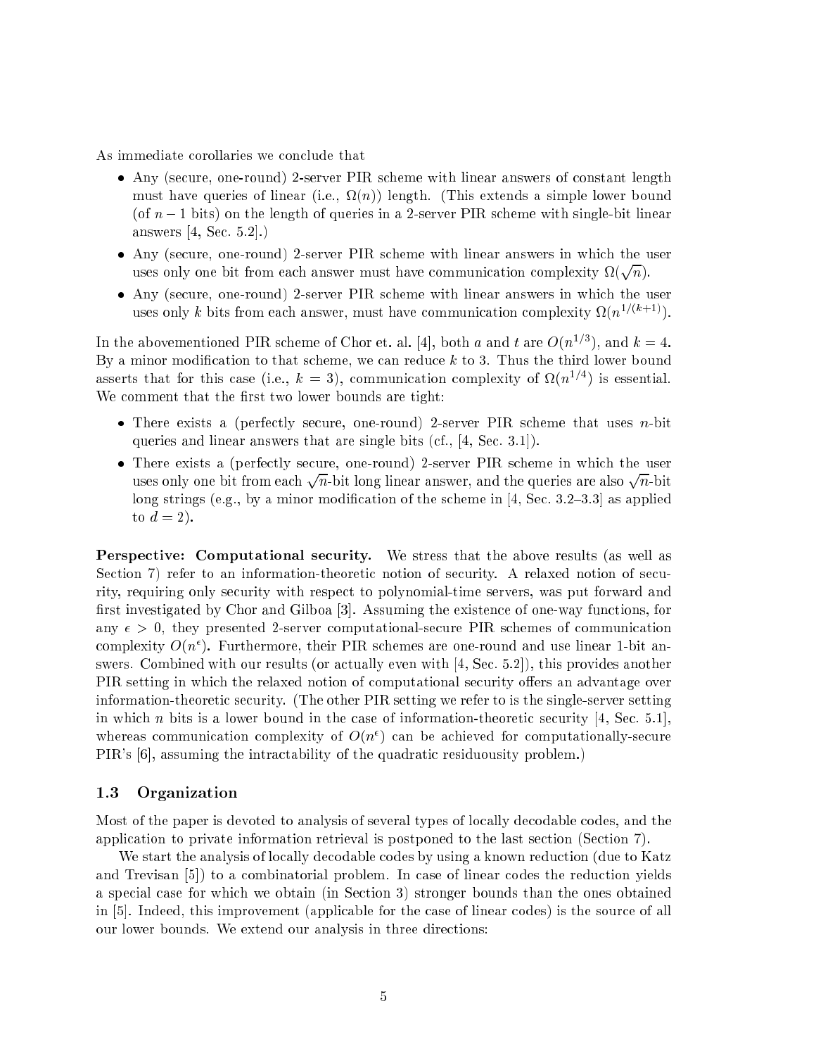As immediate corollaries we conclude that

- Any (secure, one-round) 2-server PIR scheme with linear answers of constant length must have queries of linear (i.e., $\Omega(n)$) length. (This extends a simple lower bound (of $n-1$ bits) on the length of queries in a 2-server PIR scheme with single-bit linear answers [4, Sec. 5.2].)
- Any (secure, one-round) 2-server PIR scheme with linear answers in which the user uses only one bit from each answer must have communication complexity $\Omega(\sqrt{n})$.
- Any (secure, one-round) 2-server PIR scheme with linear answers in which the user uses only $k$ bits from each answer, must have communication complexity $\Omega(n^{1/(k+1)})$.

In the abovementioned PIR scheme of Chor et. al. [4], both $a$ and $t$ are $O(n^{1/3})$, and $k = 4$. By a minor modification to that scheme, we can reduce $k$ to 3. Thus the third lower bound asserts that for this case (i.e., $k = 3$), communication complexity of $\Omega(n^{1/4})$ is essential. We comment that the first two lower bounds are tight:

- There exists a (perfectly secure, one-round) 2-server PIR scheme that uses $n$-bit queries and linear answers that are single bits (cf., [4, Sec. 3.1]).
- There exists a (perfectly secure, one-round) 2-server PIR scheme in which the user uses only one bit from each $\sqrt{n}$-bit long linear answer, and the queries are also $\sqrt{n}$-bit long strings (e.g., by a minor modification of the scheme in [4, Sec. 3.2–3.3] as applied to $d = 2$).

**Perspective: Computational security.** We stress that the above results (as well as Section 7) refer to an information-theoretic notion of security. A relaxed notion of security, requiring only security with respect to polynomial-time servers, was put forward and first investigated by Chor and Gilboa [3]. Assuming the existence of one-way functions, for any $\epsilon > 0$, they presented 2-server computational-secure PIR schemes of communication complexity $O(n^{\epsilon})$. Furthermore, their PIR schemes are one-round and use linear 1-bit answers. Combined with our results (or actually even with [4, Sec. 5.2]), this provides another PIR setting in which the relaxed notion of computational security offers an advantage over information-theoretic security. (The other PIR setting we refer to is the single-server setting in which $n$ bits is a lower bound in the case of information-theoretic security [4, Sec. 5.1], whereas communication complexity of $O(n^{\epsilon})$ can be achieved for computationally-secure PIR's [6], assuming the intractability of the quadratic residuousity problem.)

## 1.3 Organization

Most of the paper is devoted to analysis of several types of locally decodable codes, and the application to private information retrieval is postponed to the last section (Section 7).

We start the analysis of locally decodable codes by using a known reduction (due to Katz and Trevisan [5]) to a combinatorial problem. In case of linear codes the reduction yields a special case for which we obtain (in Section 3) stronger bounds than the ones obtained in [5]. Indeed, this improvement (applicable for the case of linear codes) is the source of all our lower bounds. We extend our analysis in three directions: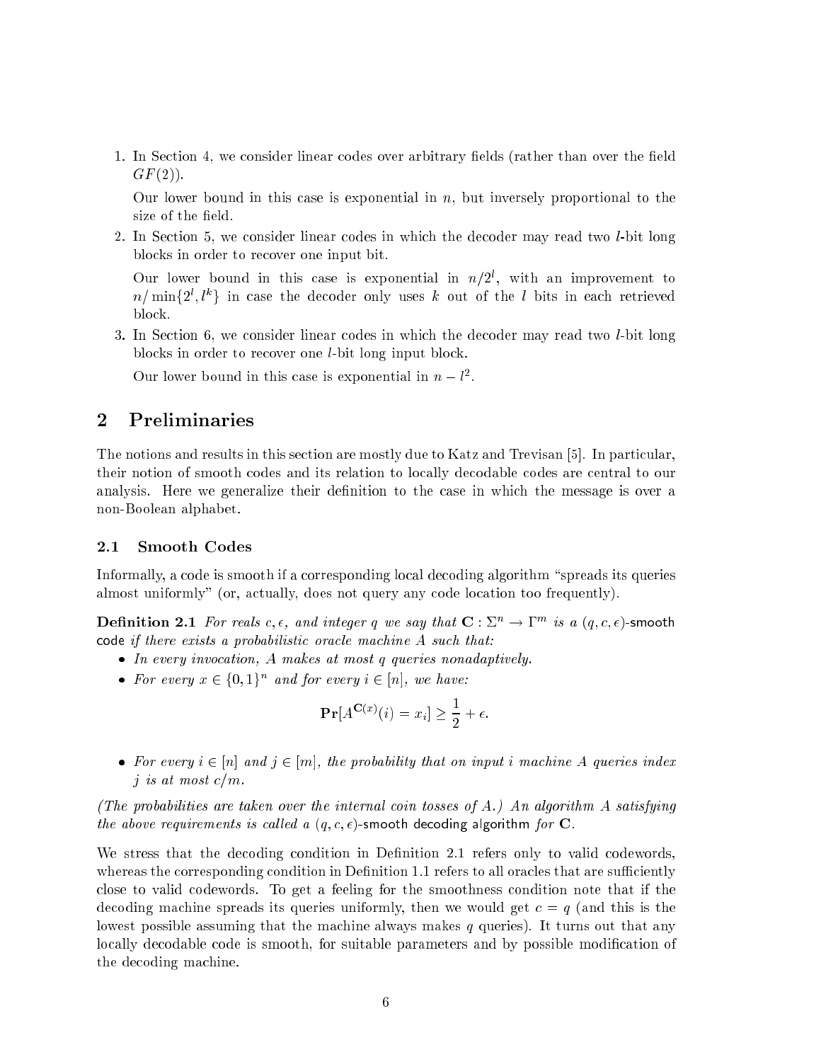1. In Section 4, we consider linear codes over arbitrary fields (rather than over the field $GF(2)$).

   Our lower bound in this case is exponential in $n$, but inversely proportional to the size of the field.

2. In Section 5, we consider linear codes in which the decoder may read two $l$-bit long blocks in order to recover one input bit.

   Our lower bound in this case is exponential in $n/2^l$, with an improvement to $n/\min\{2^l, l^k\}$ in case the decoder only uses $k$ out of the $l$ bits in each retrieved block.

3. In Section 6, we consider linear codes in which the decoder may read two $l$-bit long blocks in order to recover one $l$-bit long input block.

   Our lower bound in this case is exponential in $n - l^2$.

# 2 Preliminaries

The notions and results in this section are mostly due to Katz and Trevisan [5]. In particular, their notion of smooth codes and its relation to locally decodable codes are central to our analysis. Here we generalize their definition to the case in which the message is over a non-Boolean alphabet.

## 2.1 Smooth Codes

Informally, a code is smooth if a corresponding local decoding algorithm "spreads its queries almost uniformly" (or, actually, does not query any code location too frequently).

**Definition 2.1** *For reals $c, \epsilon$, and integer $q$ we say that $\mathbf{C} : \Sigma^n \to \Gamma^m$ is a $(q, c, \epsilon)$-smooth code if there exists a probabilistic oracle machine $A$ such that:*

- *In every invocation, $A$ makes at most $q$ queries nonadaptively.*
- *For every $x \in \{0,1\}^n$ and for every $i \in [n]$, we have:*

$$\mathbf{Pr}[A^{\mathbf{C}(x)}(i) = x_i] \geq \frac{1}{2} + \epsilon.$$

- *For every $i \in [n]$ and $j \in [m]$, the probability that on input $i$ machine $A$ queries index $j$ is at most $c/m$.*

*(The probabilities are taken over the internal coin tosses of $A$.) An algorithm $A$ satisfying the above requirements is called a $(q, c, \epsilon)$-smooth decoding algorithm for $\mathbf{C}$.*

We stress that the decoding condition in Definition 2.1 refers only to valid codewords, whereas the corresponding condition in Definition 1.1 refers to all oracles that are sufficiently close to valid codewords. To get a feeling for the smoothness condition note that if the decoding machine spreads its queries uniformly, then we would get $c = q$ (and this is the lowest possible assuming that the machine always makes $q$ queries). It turns out that any locally decodable code is smooth, for suitable parameters and by possible modification of the decoding machine.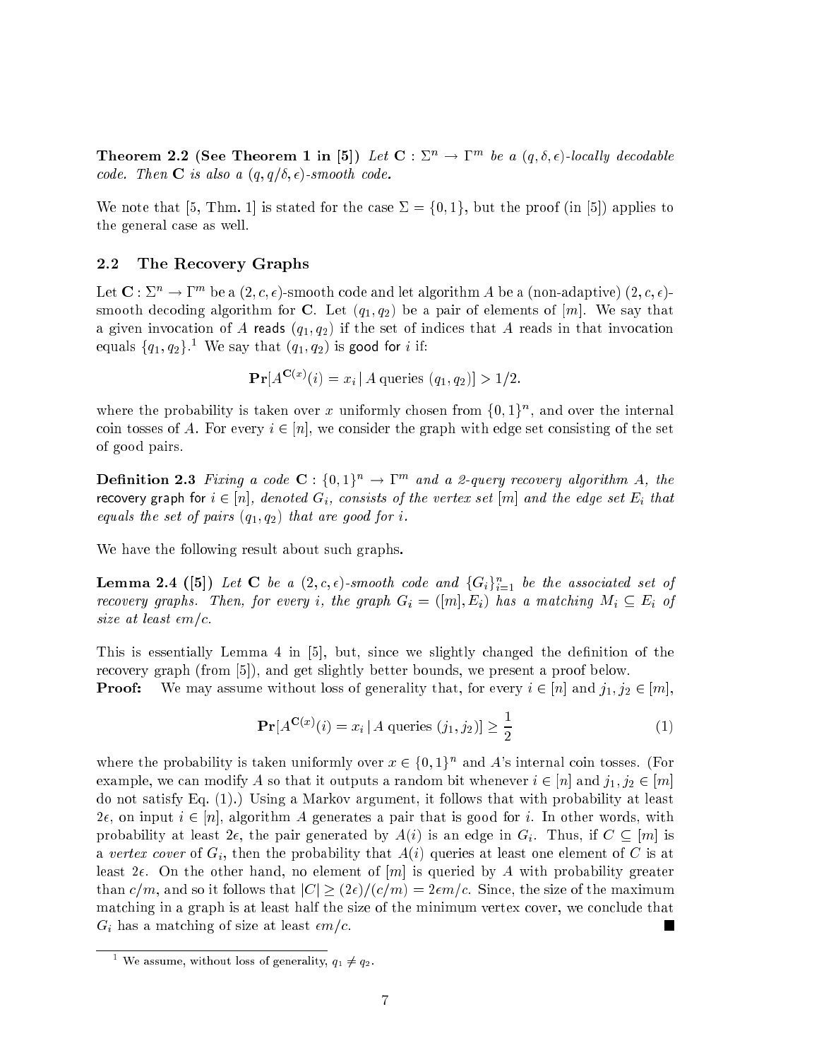**Theorem 2.2 (See Theorem 1 in [5])** *Let $\mathbf{C} : \Sigma^n \to \Gamma^m$ be a $(q, \delta, \epsilon)$-locally decodable code. Then $\mathbf{C}$ is also a $(q, q/\delta, \epsilon)$-smooth code.*

We note that [5, Thm. 1] is stated for the case $\Sigma = \{0, 1\}$, but the proof (in [5]) applies to the general case as well.

## 2.2 The Recovery Graphs

Let $\mathbf{C} : \Sigma^n \to \Gamma^m$ be a $(2, c, \epsilon)$-smooth code and let algorithm $A$ be a (non-adaptive) $(2, c, \epsilon)$-smooth decoding algorithm for $\mathbf{C}$. Let $(q_1, q_2)$ be a pair of elements of $[m]$. We say that a given invocation of $A$ reads $(q_1, q_2)$ if the set of indices that $A$ reads in that invocation equals $\{q_1, q_2\}$.[1] We say that $(q_1, q_2)$ is good for $i$ if:

$$\mathbf{Pr}[A^{\mathbf{C}(x)}(i) = x_i \mid A \text{ queries } (q_1, q_2)] > 1/2.$$

where the probability is taken over $x$ uniformly chosen from $\{0, 1\}^n$, and over the internal coin tosses of $A$. For every $i \in [n]$, we consider the graph with edge set consisting of the set of good pairs.

**Definition 2.3** *Fixing a code $\mathbf{C} : \{0, 1\}^n \to \Gamma^m$ and a 2-query recovery algorithm $A$, the* recovery graph for *$i \in [n]$, denoted $G_i$, consists of the vertex set $[m]$ and the edge set $E_i$ that equals the set of pairs $(q_1, q_2)$ that are good for $i$.*

We have the following result about such graphs.

**Lemma 2.4 ([5])** *Let $\mathbf{C}$ be a $(2, c, \epsilon)$-smooth code and $\{G_i\}_{i=1}^n$ be the associated set of recovery graphs. Then, for every $i$, the graph $G_i = ([m], E_i)$ has a matching $M_i \subseteq E_i$ of size at least $\epsilon m/c$.*

This is essentially Lemma 4 in [5], but, since we slightly changed the definition of the recovery graph (from [5]), and get slightly better bounds, we present a proof below.

**Proof:** We may assume without loss of generality that, for every $i \in [n]$ and $j_1, j_2 \in [m]$,

$$\mathbf{Pr}[A^{\mathbf{C}(x)}(i) = x_i \mid A \text{ queries } (j_1, j_2)] \geq \frac{1}{2} \tag{1}$$

where the probability is taken uniformly over $x \in \{0, 1\}^n$ and $A$'s internal coin tosses. (For example, we can modify $A$ so that it outputs a random bit whenever $i \in [n]$ and $j_1, j_2 \in [m]$ do not satisfy Eq. (1).) Using a Markov argument, it follows that with probability at least $2\epsilon$, on input $i \in [n]$, algorithm $A$ generates a pair that is good for $i$. In other words, with probability at least $2\epsilon$, the pair generated by $A(i)$ is an edge in $G_i$. Thus, if $C \subseteq [m]$ is a *vertex cover* of $G_i$, then the probability that $A(i)$ queries at least one element of $C$ is at least $2\epsilon$. On the other hand, no element of $[m]$ is queried by $A$ with probability greater than $c/m$, and so it follows that $|C| \geq (2\epsilon)/(c/m) = 2\epsilon m/c$. Since, the size of the maximum matching in a graph is at least half the size of the minimum vertex cover, we conclude that $G_i$ has a matching of size at least $\epsilon m/c$. ■

[1] We assume, without loss of generality, $q_1 \neq q_2$.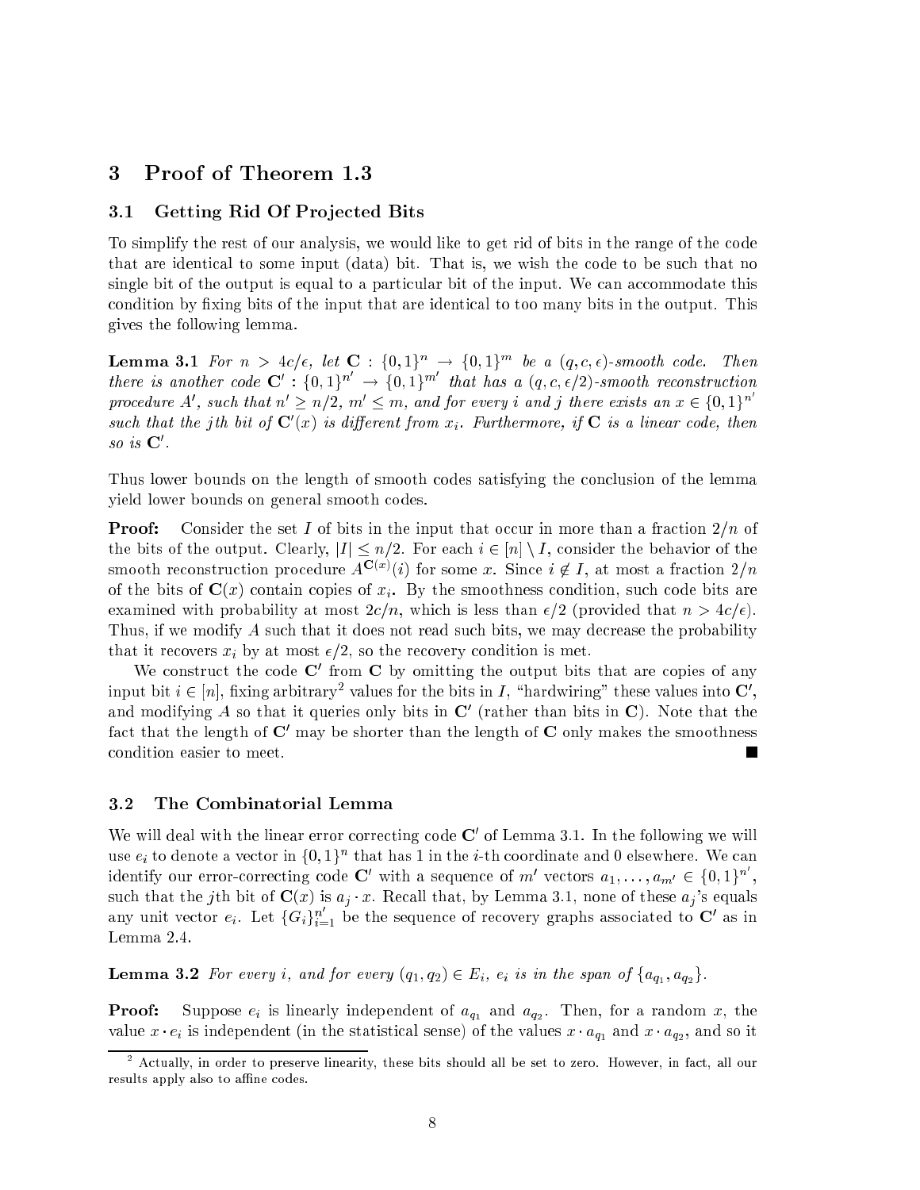## 3 Proof of Theorem 1.3

### 3.1 Getting Rid Of Projected Bits

To simplify the rest of our analysis, we would like to get rid of bits in the range of the code that are identical to some input (data) bit. That is, we wish the code to be such that no single bit of the output is equal to a particular bit of the input. We can accommodate this condition by fixing bits of the input that are identical to too many bits in the output. This gives the following lemma.

**Lemma 3.1** *For $n > 4c/\epsilon$, let $\mathbf{C} : \{0,1\}^n \to \{0,1\}^m$ be a $(q, c, \epsilon)$-smooth code. Then there is another code $\mathbf{C}' : \{0,1\}^{n'} \to \{0,1\}^{m'}$ that has a $(q, c, \epsilon/2)$-smooth reconstruction procedure $A'$, such that $n' \geq n/2$, $m' \leq m$, and for every $i$ and $j$ there exists an $x \in \{0,1\}^{n'}$ such that the $j$th bit of $\mathbf{C}'(x)$ is different from $x_i$. Furthermore, if $\mathbf{C}$ is a linear code, then so is $\mathbf{C}'$.*

Thus lower bounds on the length of smooth codes satisfying the conclusion of the lemma yield lower bounds on general smooth codes.

**Proof:** Consider the set $I$ of bits in the input that occur in more than a fraction $2/n$ of the bits of the output. Clearly, $|I| \leq n/2$. For each $i \in [n] \setminus I$, consider the behavior of the smooth reconstruction procedure $A^{\mathbf{C}(x)}(i)$ for some $x$. Since $i \notin I$, at most a fraction $2/n$ of the bits of $\mathbf{C}(x)$ contain copies of $x_i$. By the smoothness condition, such code bits are examined with probability at most $2c/n$, which is less than $\epsilon/2$ (provided that $n > 4c/\epsilon$). Thus, if we modify $A$ such that it does not read such bits, we may decrease the probability that it recovers $x_i$ by at most $\epsilon/2$, so the recovery condition is met.

We construct the code $\mathbf{C}'$ from $\mathbf{C}$ by omitting the output bits that are copies of any input bit $i \in [n]$, fixing arbitrary[2] values for the bits in $I$, "hardwiring" these values into $\mathbf{C}'$, and modifying $A$ so that it queries only bits in $\mathbf{C}'$ (rather than bits in $\mathbf{C}$). Note that the fact that the length of $\mathbf{C}'$ may be shorter than the length of $\mathbf{C}$ only makes the smoothness condition easier to meet. ■

### 3.2 The Combinatorial Lemma

We will deal with the linear error correcting code $\mathbf{C}'$ of Lemma 3.1. In the following we will use $e_i$ to denote a vector in $\{0,1\}^n$ that has 1 in the $i$-th coordinate and 0 elsewhere. We can identify our error-correcting code $\mathbf{C}'$ with a sequence of $m'$ vectors $a_1, \ldots, a_{m'} \in \{0,1\}^{n'}$, such that the $j$th bit of $\mathbf{C}(x)$ is $a_j \cdot x$. Recall that, by Lemma 3.1, none of these $a_j$'s equals any unit vector $e_i$. Let $\{G_i\}_{i=1}^{n'}$ be the sequence of recovery graphs associated to $\mathbf{C}'$ as in Lemma 2.4.

**Lemma 3.2** *For every $i$, and for every $(q_1, q_2) \in E_i$, $e_i$ is in the span of $\{a_{q_1}, a_{q_2}\}$.*

**Proof:** Suppose $e_i$ is linearly independent of $a_{q_1}$ and $a_{q_2}$. Then, for a random $x$, the value $x \cdot e_i$ is independent (in the statistical sense) of the values $x \cdot a_{q_1}$ and $x \cdot a_{q_2}$, and so it

[2] Actually, in order to preserve linearity, these bits should all be set to zero. However, in fact, all our results apply also to affine codes.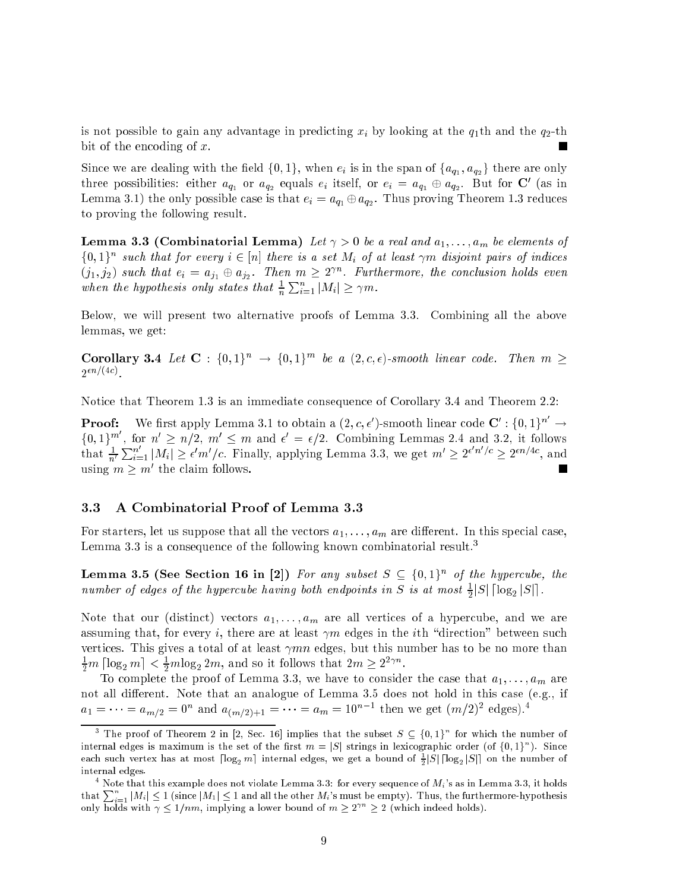is not possible to gain any advantage in predicting $x_i$ by looking at the $q_1$th and the $q_2$-th bit of the encoding of $x$. ■

Since we are dealing with the field $\{0,1\}$, when $e_i$ is in the span of $\{a_{q_1}, a_{q_2}\}$ there are only three possibilities: either $a_{q_1}$ or $a_{q_2}$ equals $e_i$ itself, or $e_i = a_{q_1} \oplus a_{q_2}$. But for $\mathbf{C}'$ (as in Lemma 3.1) the only possible case is that $e_i = a_{q_1} \oplus a_{q_2}$. Thus proving Theorem 1.3 reduces to proving the following result.

**Lemma 3.3 (Combinatorial Lemma)** *Let $\gamma > 0$ be a real and $a_1, \ldots, a_m$ be elements of $\{0,1\}^n$ such that for every $i \in [n]$ there is a set $M_i$ of at least $\gamma m$ disjoint pairs of indices $(j_1, j_2)$ such that $e_i = a_{j_1} \oplus a_{j_2}$. Then $m \geq 2^{\gamma n}$. Furthermore, the conclusion holds even when the hypothesis only states that $\frac{1}{n}\sum_{i=1}^{n} |M_i| \geq \gamma m$.*

Below, we will present two alternative proofs of Lemma 3.3. Combining all the above lemmas, we get:

**Corollary 3.4** *Let $\mathbf{C} : \{0,1\}^n \to \{0,1\}^m$ be a $(2, c, \epsilon)$-smooth linear code. Then $m \geq 2^{\epsilon n/(4c)}$.*

Notice that Theorem 1.3 is an immediate consequence of Corollary 3.4 and Theorem 2.2:

**Proof:** We first apply Lemma 3.1 to obtain a $(2, c, \epsilon')$-smooth linear code $\mathbf{C}' : \{0,1\}^{n'} \to \{0,1\}^{m'}$, for $n' \geq n/2$, $m' \leq m$ and $\epsilon' = \epsilon/2$. Combining Lemmas 2.4 and 3.2, it follows that $\frac{1}{n'}\sum_{i=1}^{n'} |M_i| \geq \epsilon' m'/c$. Finally, applying Lemma 3.3, we get $m' \geq 2^{\epsilon' n'/c} \geq 2^{\epsilon n/4c}$, and using $m \geq m'$ the claim follows. ■

### 3.3 A Combinatorial Proof of Lemma 3.3

For starters, let us suppose that all the vectors $a_1, \ldots, a_m$ are different. In this special case, Lemma 3.3 is a consequence of the following known combinatorial result.[3]

**Lemma 3.5 (See Section 16 in [2])** *For any subset $S \subseteq \{0,1\}^n$ of the hypercube, the number of edges of the hypercube having both endpoints in $S$ is at most $\frac{1}{2}|S| \lceil \log_2 |S| \rceil$.*

Note that our (distinct) vectors $a_1, \ldots, a_m$ are all vertices of a hypercube, and we are assuming that, for every $i$, there are at least $\gamma m$ edges in the $i$th "direction" between such vertices. This gives a total of at least $\gamma mn$ edges, but this number has to be no more than $\frac{1}{2}m \lceil \log_2 m \rceil < \frac{1}{2} m \log_2 2m$, and so it follows that $2m \geq 2^{2\gamma n}$.

To complete the proof of Lemma 3.3, we have to consider the case that $a_1, \ldots, a_m$ are not all different. Note that an analogue of Lemma 3.5 does not hold in this case (e.g., if $a_1 = \cdots = a_{m/2} = 0^n$ and $a_{(m/2)+1} = \cdots = a_m = 10^{n-1}$ then we get $(m/2)^2$ edges).[4]

---

[3] The proof of Theorem 2 in [2, Sec. 16] implies that the subset $S \subseteq \{0,1\}^n$ for which the number of internal edges is maximum is the set of the first $m = |S|$ strings in lexicographic order (of $\{0,1\}^n$). Since each such vertex has at most $\lceil \log_2 m \rceil$ internal edges, we get a bound of $\frac{1}{2}|S| \lceil \log_2 |S| \rceil$ on the number of internal edges.

[4] Note that this example does not violate Lemma 3.3: for every sequence of $M_i$'s as in Lemma 3.3, it holds that $\sum_{i=1}^{n} |M_i| \leq 1$ (since $|M_1| \leq 1$ and all the other $M_i$'s must be empty). Thus, the furthermore-hypothesis only holds with $\gamma \leq 1/nm$, implying a lower bound of $m \geq 2^{\gamma n} \geq 2$ (which indeed holds).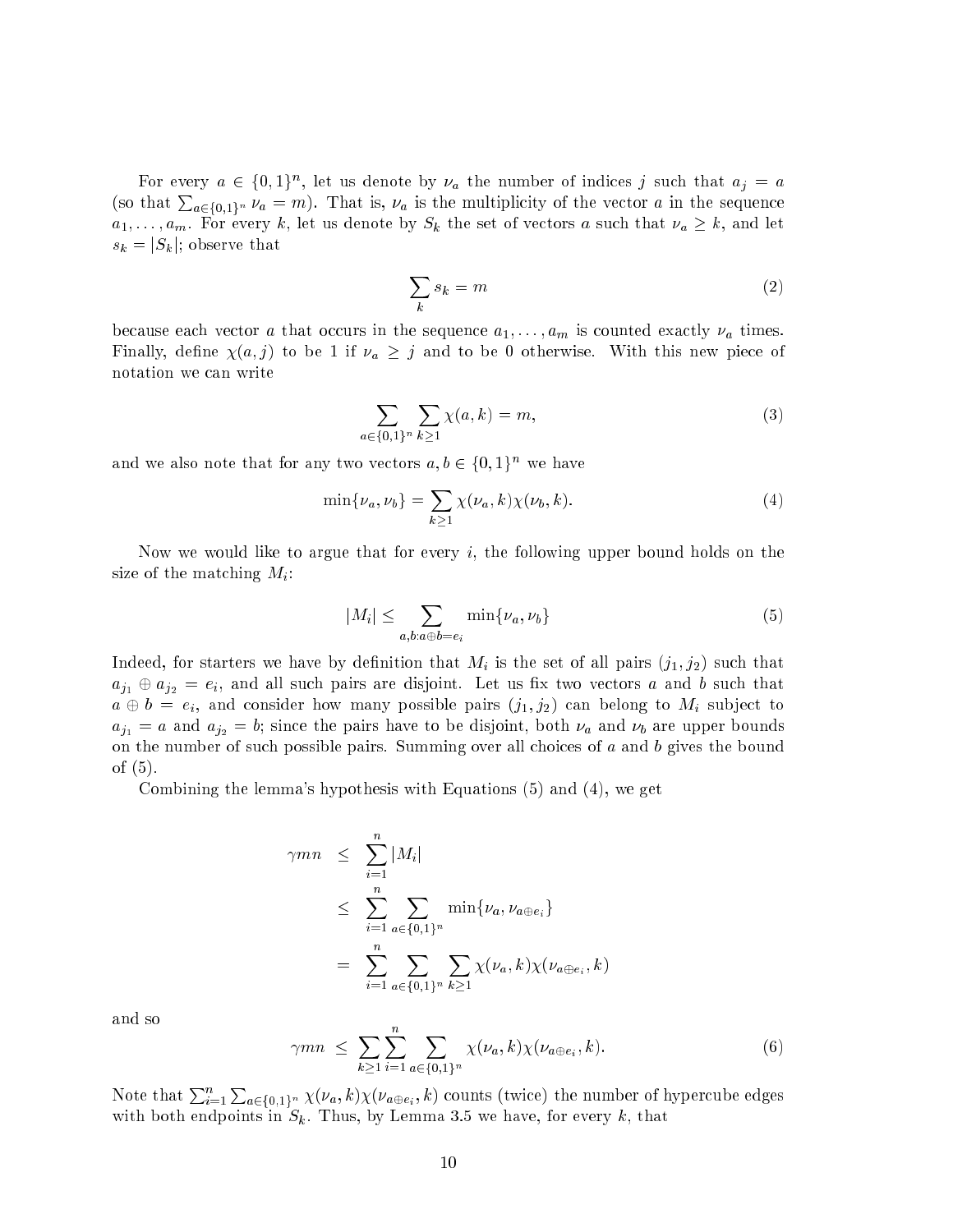For every $a \in \{0,1\}^n$, let us denote by $\nu_a$ the number of indices $j$ such that $a_j = a$ (so that $\sum_{a\in\{0,1\}^n} \nu_a = m$). That is, $\nu_a$ is the multiplicity of the vector $a$ in the sequence $a_1, \ldots, a_m$. For every $k$, let us denote by $S_k$ the set of vectors $a$ such that $\nu_a \geq k$, and let $s_k = |S_k|$; observe that

$$\sum_k s_k = m \tag{2}$$

because each vector $a$ that occurs in the sequence $a_1, \ldots, a_m$ is counted exactly $\nu_a$ times. Finally, define $\chi(a, j)$ to be 1 if $\nu_a \geq j$ and to be 0 otherwise. With this new piece of notation we can write

$$\sum_{a\in\{0,1\}^n} \sum_{k\geq 1} \chi(a,k) = m, \tag{3}$$

and we also note that for any two vectors $a, b \in \{0,1\}^n$ we have

$$\min\{\nu_a, \nu_b\} = \sum_{k\geq 1} \chi(\nu_a, k)\chi(\nu_b, k). \tag{4}$$

Now we would like to argue that for every $i$, the following upper bound holds on the size of the matching $M_i$:

$$|M_i| \leq \sum_{a,b: a\oplus b = e_i} \min\{\nu_a, \nu_b\} \tag{5}$$

Indeed, for starters we have by definition that $M_i$ is the set of all pairs $(j_1, j_2)$ such that $a_{j_1} \oplus a_{j_2} = e_i$, and all such pairs are disjoint. Let us fix two vectors $a$ and $b$ such that $a \oplus b = e_i$, and consider how many possible pairs $(j_1, j_2)$ can belong to $M_i$ subject to $a_{j_1} = a$ and $a_{j_2} = b$; since the pairs have to be disjoint, both $\nu_a$ and $\nu_b$ are upper bounds on the number of such possible pairs. Summing over all choices of $a$ and $b$ gives the bound of (5).

Combining the lemma's hypothesis with Equations (5) and (4), we get

$$\begin{aligned}
\gamma mn &\leq \sum_{i=1}^{n} |M_i| \\
&\leq \sum_{i=1}^{n} \sum_{a\in\{0,1\}^n} \min\{\nu_a, \nu_{a\oplus e_i}\} \\
&= \sum_{i=1}^{n} \sum_{a\in\{0,1\}^n} \sum_{k\geq 1} \chi(\nu_a, k)\chi(\nu_{a\oplus e_i}, k)
\end{aligned}$$

and so

$$\gamma mn \leq \sum_{k\geq 1} \sum_{i=1}^{n} \sum_{a\in\{0,1\}^n} \chi(\nu_a, k)\chi(\nu_{a\oplus e_i}, k). \tag{6}$$

Note that $\sum_{i=1}^{n} \sum_{a\in\{0,1\}^n} \chi(\nu_a, k)\chi(\nu_{a\oplus e_i}, k)$ counts (twice) the number of hypercube edges with both endpoints in $S_k$. Thus, by Lemma 3.5 we have, for every $k$, that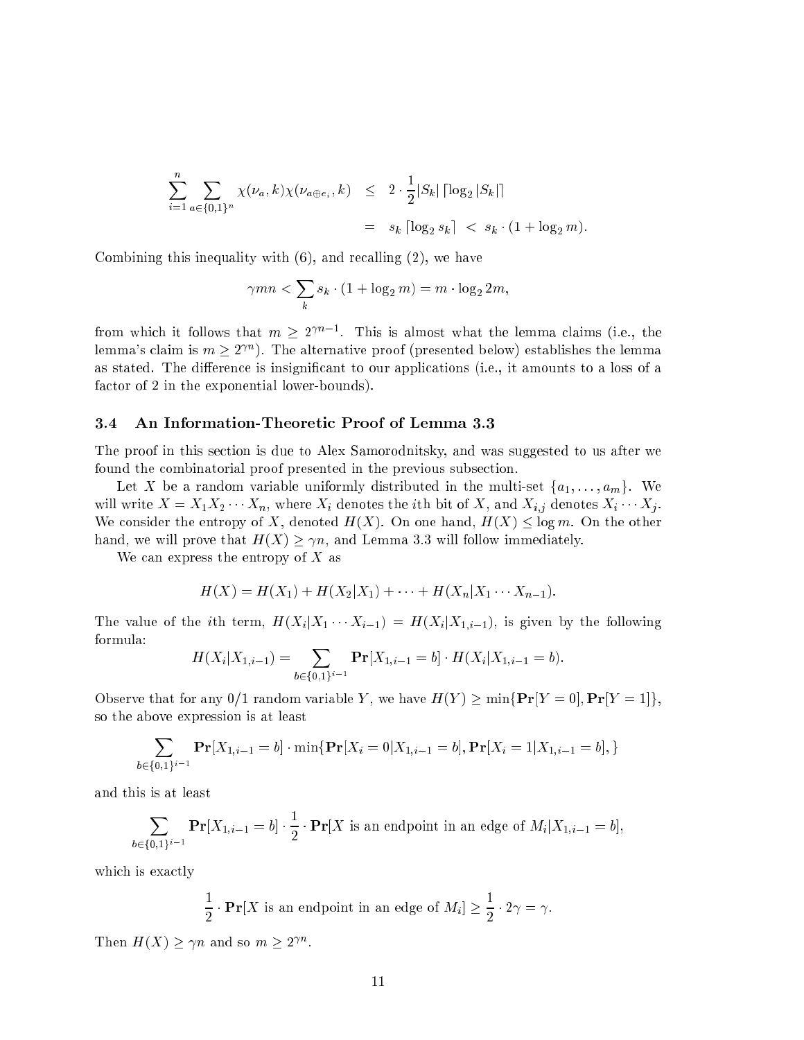$$\begin{aligned}
\sum_{i=1}^{n} \sum_{a \in \{0,1\}^n} \chi(\nu_a, k)\chi(\nu_{a \oplus e_i}, k) &\leq 2 \cdot \frac{1}{2} |S_k| \lceil \log_2 |S_k| \rceil \\
&= s_k \lceil \log_2 s_k \rceil < s_k \cdot (1 + \log_2 m).
\end{aligned}$$

Combining this inequality with (6), and recalling (2), we have

$$\gamma m n < \sum_k s_k \cdot (1 + \log_2 m) = m \cdot \log_2 2m,$$

from which it follows that $m \geq 2^{\gamma n - 1}$. This is almost what the lemma claims (i.e., the lemma's claim is $m \geq 2^{\gamma n}$). The alternative proof (presented below) establishes the lemma as stated. The difference is insignificant to our applications (i.e., it amounts to a loss of a factor of 2 in the exponential lower-bounds).

### 3.4 An Information-Theoretic Proof of Lemma 3.3

The proof in this section is due to Alex Samorodnitsky, and was suggested to us after we found the combinatorial proof presented in the previous subsection.

Let $X$ be a random variable uniformly distributed in the multi-set $\{a_1, \ldots, a_m\}$. We will write $X = X_1 X_2 \cdots X_n$, where $X_i$ denotes the $i$th bit of $X$, and $X_{i,j}$ denotes $X_i \cdots X_j$. We consider the entropy of $X$, denoted $H(X)$. On one hand, $H(X) \leq \log m$. On the other hand, we will prove that $H(X) \geq \gamma n$, and Lemma 3.3 will follow immediately.

We can express the entropy of $X$ as

$$H(X) = H(X_1) + H(X_2|X_1) + \cdots + H(X_n|X_1 \cdots X_{n-1}).$$

The value of the $i$th term, $H(X_i|X_1 \cdots X_{i-1}) = H(X_i|X_{1,i-1})$, is given by the following formula:

$$H(X_i|X_{1,i-1}) = \sum_{b \in \{0,1\}^{i-1}} \mathbf{Pr}[X_{1,i-1} = b] \cdot H(X_i|X_{1,i-1} = b).$$

Observe that for any 0/1 random variable $Y$, we have $H(Y) \geq \min\{\mathbf{Pr}[Y = 0], \mathbf{Pr}[Y = 1]\}$, so the above expression is at least

$$\sum_{b \in \{0,1\}^{i-1}} \mathbf{Pr}[X_{1,i-1} = b] \cdot \min\{\mathbf{Pr}[X_i = 0|X_{1,i-1} = b], \mathbf{Pr}[X_i = 1|X_{1,i-1} = b], \}$$

and this is at least

$$\sum_{b \in \{0,1\}^{i-1}} \mathbf{Pr}[X_{1,i-1} = b] \cdot \frac{1}{2} \cdot \mathbf{Pr}[X \text{ is an endpoint in an edge of } M_i | X_{1,i-1} = b],$$

which is exactly

$$\frac{1}{2} \cdot \mathbf{Pr}[X \text{ is an endpoint in an edge of } M_i] \geq \frac{1}{2} \cdot 2\gamma = \gamma.$$

Then $H(X) \geq \gamma n$ and so $m \geq 2^{\gamma n}$.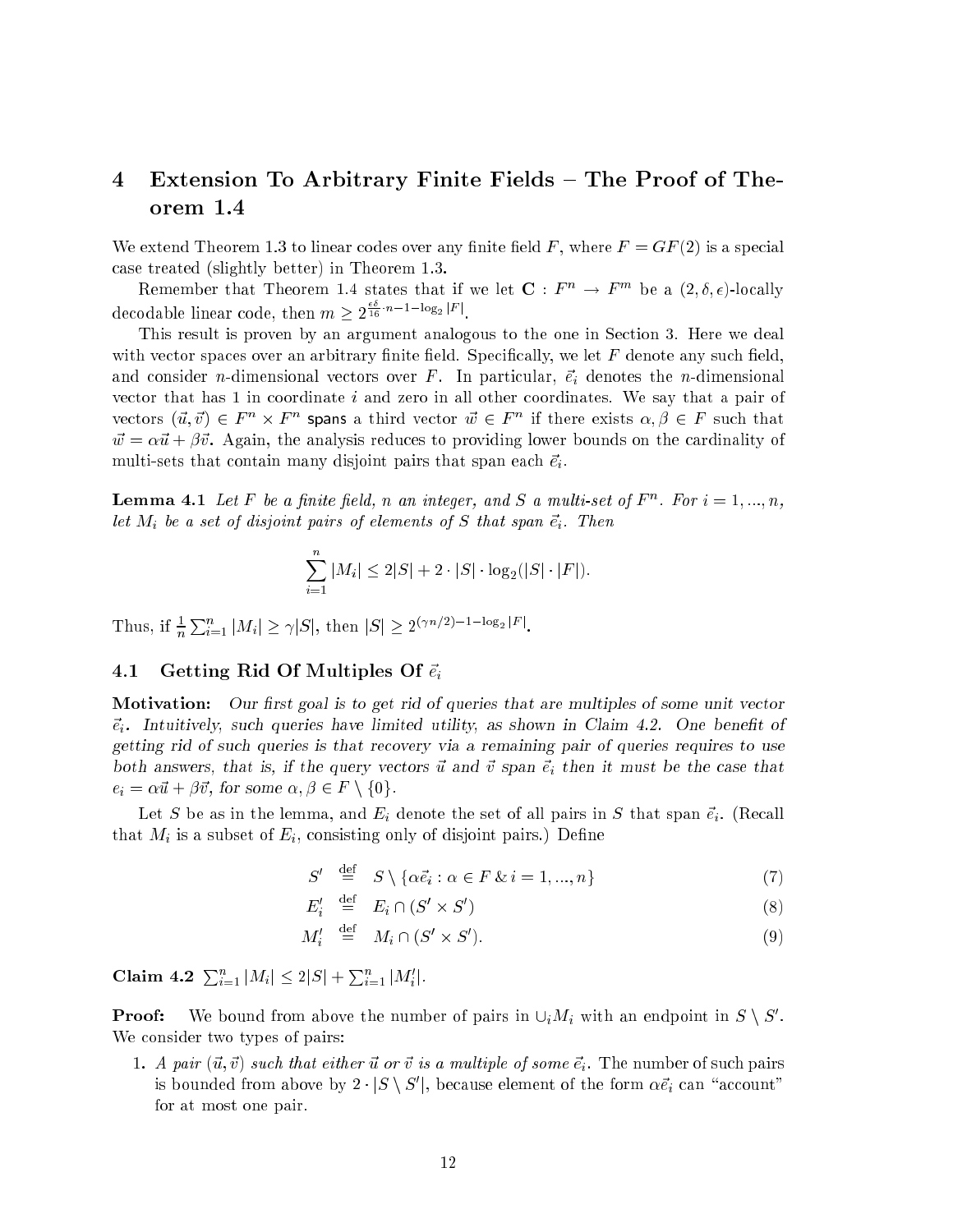# 4 Extension To Arbitrary Finite Fields – The Proof of Theorem 1.4

We extend Theorem 1.3 to linear codes over any finite field $F$, where $F = GF(2)$ is a special case treated (slightly better) in Theorem 1.3.

Remember that Theorem 1.4 states that if we let $\mathbf{C} : F^n \to F^m$ be a $(2, \delta, \epsilon)$-locally decodable linear code, then $m \geq 2^{\frac{\epsilon\delta}{16} \cdot n - 1 - \log_2 |F|}$.

This result is proven by an argument analogous to the one in Section 3. Here we deal with vector spaces over an arbitrary finite field. Specifically, we let $F$ denote any such field, and consider $n$-dimensional vectors over $F$. In particular, $\vec{e}_i$ denotes the $n$-dimensional vector that has 1 in coordinate $i$ and zero in all other coordinates. We say that a pair of vectors $(\vec{u}, \vec{v}) \in F^n \times F^n$ spans a third vector $\vec{w} \in F^n$ if there exists $\alpha, \beta \in F$ such that $\vec{w} = \alpha\vec{u} + \beta\vec{v}$. Again, the analysis reduces to providing lower bounds on the cardinality of multi-sets that contain many disjoint pairs that span each $\vec{e}_i$.

**Lemma 4.1** *Let $F$ be a finite field, $n$ an integer, and $S$ a multi-set of $F^n$. For $i = 1, ..., n$, let $M_i$ be a set of disjoint pairs of elements of $S$ that span $\vec{e}_i$. Then*

$$\sum_{i=1}^{n} |M_i| \leq 2|S| + 2 \cdot |S| \cdot \log_2(|S| \cdot |F|).$$

Thus, if $\frac{1}{n} \sum_{i=1}^{n} |M_i| \geq \gamma |S|$, then $|S| \geq 2^{(\gamma n/2) - 1 - \log_2 |F|}$.

## 4.1 Getting Rid Of Multiples Of $\vec{e}_i$

**Motivation:** *Our first goal is to get rid of queries that are multiples of some unit vector $\vec{e}_i$. Intuitively, such queries have limited utility, as shown in Claim 4.2. One benefit of getting rid of such queries is that recovery via a remaining pair of queries requires to use both answers, that is, if the query vectors $\vec{u}$ and $\vec{v}$ span $\vec{e}_i$ then it must be the case that $e_i = \alpha\vec{u} + \beta\vec{v}$, for some $\alpha, \beta \in F \setminus \{0\}$.*

Let $S$ be as in the lemma, and $E_i$ denote the set of all pairs in $S$ that span $\vec{e}_i$. (Recall that $M_i$ is a subset of $E_i$, consisting only of disjoint pairs.) Define

$$S' \stackrel{\text{def}}{=} S \setminus \{\alpha\vec{e}_i : \alpha \in F \,\&\, i = 1, ..., n\} \tag{7}$$

$$E'_i \stackrel{\text{def}}{=} E_i \cap (S' \times S') \tag{8}$$

$$M'_i \stackrel{\text{def}}{=} M_i \cap (S' \times S'). \tag{9}$$

**Claim 4.2** $\sum_{i=1}^{n} |M_i| \leq 2|S| + \sum_{i=1}^{n} |M'_i|$.

**Proof:** We bound from above the number of pairs in $\cup_i M_i$ with an endpoint in $S \setminus S'$. We consider two types of pairs:

1. *A pair $(\vec{u}, \vec{v})$ such that either $\vec{u}$ or $\vec{v}$ is a multiple of some $\vec{e}_i$.* The number of such pairs is bounded from above by $2 \cdot |S \setminus S'|$, because element of the form $\alpha\vec{e}_i$ can "account" for at most one pair.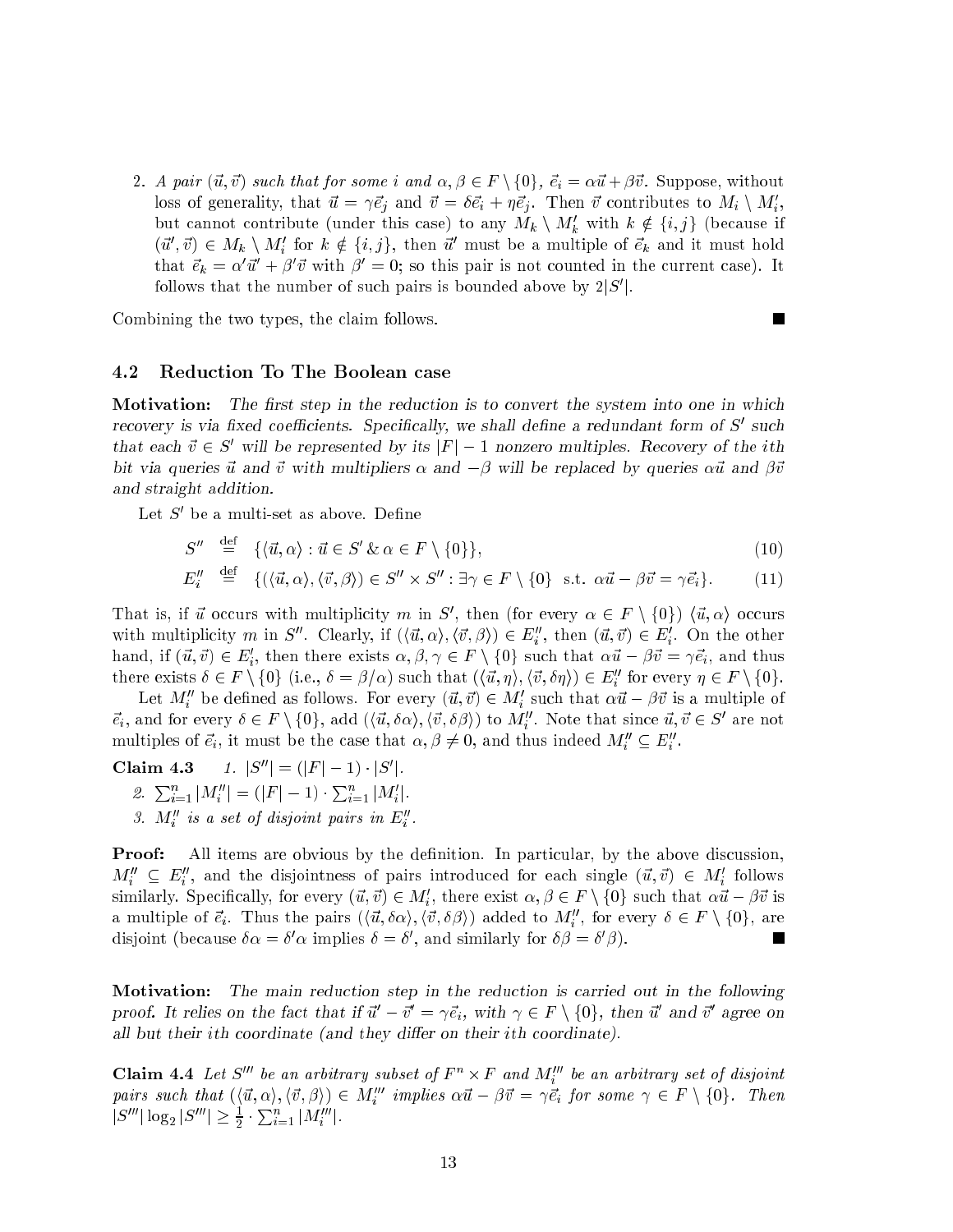2. *A pair $(\vec{u},\vec{v})$ such that for some $i$ and $\alpha,\beta \in F\setminus\{0\}$, $\vec{e}_i = \alpha\vec{u}+\beta\vec{v}$.* Suppose, without loss of generality, that $\vec{u} = \gamma\vec{e}_j$ and $\vec{v} = \delta\vec{e}_i + \eta\vec{e}_j$. Then $\vec{v}$ contributes to $M_i \setminus M_i'$, but cannot contribute (under this case) to any $M_k \setminus M_k'$ with $k \notin \{i,j\}$ (because if $(\vec{u}',\vec{v}) \in M_k \setminus M_i'$ for $k \notin \{i,j\}$, then $\vec{u}'$ must be a multiple of $\vec{e}_k$ and it must hold that $\vec{e}_k = \alpha'\vec{u}' + \beta'\vec{v}$ with $\beta' = 0$; so this pair is not counted in the current case). It follows that the number of such pairs is bounded above by $2|S'|$.

Combining the two types, the claim follows. ∎

### 4.2 Reduction To The Boolean case

**Motivation:** *The first step in the reduction is to convert the system into one in which recovery is via fixed coefficients. Specifically, we shall define a redundant form of $S'$ such that each $\vec{v} \in S'$ will be represented by its $|F|-1$ nonzero multiples. Recovery of the ith bit via queries $\vec{u}$ and $\vec{v}$ with multipliers $\alpha$ and $-\beta$ will be replaced by queries $\alpha\vec{u}$ and $\beta\vec{v}$ and straight addition.*

Let $S'$ be a multi-set as above. Define

$$S'' \stackrel{\rm def}{=} \{\langle\vec{u},\alpha\rangle : \vec{u} \in S' \,\&\, \alpha \in F\setminus\{0\}\}, \tag{10}$$

$$E_i'' \stackrel{\rm def}{=} \{(\langle\vec{u},\alpha\rangle,\langle\vec{v},\beta\rangle) \in S''\times S'' : \exists\gamma \in F\setminus\{0\} \text{ s.t. } \alpha\vec{u}-\beta\vec{v} = \gamma\vec{e}_i\}. \tag{11}$$

That is, if $\vec{u}$ occurs with multiplicity $m$ in $S'$, then (for every $\alpha \in F\setminus\{0\}$) $\langle\vec{u},\alpha\rangle$ occurs with multiplicity $m$ in $S''$. Clearly, if $(\langle\vec{u},\alpha\rangle,\langle\vec{v},\beta\rangle) \in E_i''$, then $(\vec{u},\vec{v}) \in E_i'$. On the other hand, if $(\vec{u},\vec{v}) \in E_i'$, then there exists $\alpha,\beta,\gamma \in F\setminus\{0\}$ such that $\alpha\vec{u}-\beta\vec{v} = \gamma\vec{e}_i$, and thus there exists $\delta \in F\setminus\{0\}$ (i.e., $\delta = \beta/\alpha$) such that $(\langle\vec{u},\eta\rangle,\langle\vec{v},\delta\eta\rangle) \in E_i''$ for every $\eta \in F\setminus\{0\}$.

Let $M_i''$ be defined as follows. For every $(\vec{u},\vec{v}) \in M_i'$ such that $\alpha\vec{u}-\beta\vec{v}$ is a multiple of $\vec{e}_i$, and for every $\delta \in F\setminus\{0\}$, add $(\langle\vec{u},\delta\alpha\rangle,\langle\vec{v},\delta\beta\rangle)$ to $M_i''$. Note that since $\vec{u},\vec{v} \in S'$ are not multiples of $\vec{e}_i$, it must be the case that $\alpha,\beta \neq 0$, and thus indeed $M_i'' \subseteq E_i''$.

**Claim 4.3** *1. $|S''| = (|F|-1)\cdot|S'|$.*

*2. $\sum_{i=1}^n |M_i''| = (|F|-1)\cdot\sum_{i=1}^n |M_i'|$.*

*3. $M_i''$ is a set of disjoint pairs in $E_i''$.*

**Proof:** All items are obvious by the definition. In particular, by the above discussion, $M_i'' \subseteq E_i''$, and the disjointness of pairs introduced for each single $(\vec{u},\vec{v}) \in M_i'$ follows similarly. Specifically, for every $(\vec{u},\vec{v}) \in M_i'$, there exist $\alpha,\beta \in F\setminus\{0\}$ such that $\alpha\vec{u}-\beta\vec{v}$ is a multiple of $\vec{e}_i$. Thus the pairs $(\langle\vec{u},\delta\alpha\rangle,\langle\vec{v},\delta\beta\rangle)$ added to $M_i''$, for every $\delta \in F\setminus\{0\}$, are disjoint (because $\delta\alpha = \delta'\alpha$ implies $\delta = \delta'$, and similarly for $\delta\beta = \delta'\beta$). ∎

**Motivation:** *The main reduction step in the reduction is carried out in the following proof. It relies on the fact that if $\vec{u}'-\vec{v}' = \gamma\vec{e}_i$, with $\gamma \in F\setminus\{0\}$, then $\vec{u}'$ and $\vec{v}'$ agree on all but their ith coordinate (and they differ on their ith coordinate).*

**Claim 4.4** *Let $S'''$ be an arbitrary subset of $F^n \times F$ and $M_i'''$ be an arbitrary set of disjoint pairs such that $(\langle\vec{u},\alpha\rangle,\langle\vec{v},\beta\rangle) \in M_i'''$ implies $\alpha\vec{u}-\beta\vec{v} = \gamma\vec{e}_i$ for some $\gamma \in F\setminus\{0\}$. Then $|S'''|\log_2|S'''| \geq \frac{1}{2}\cdot\sum_{i=1}^n |M_i'''|$.*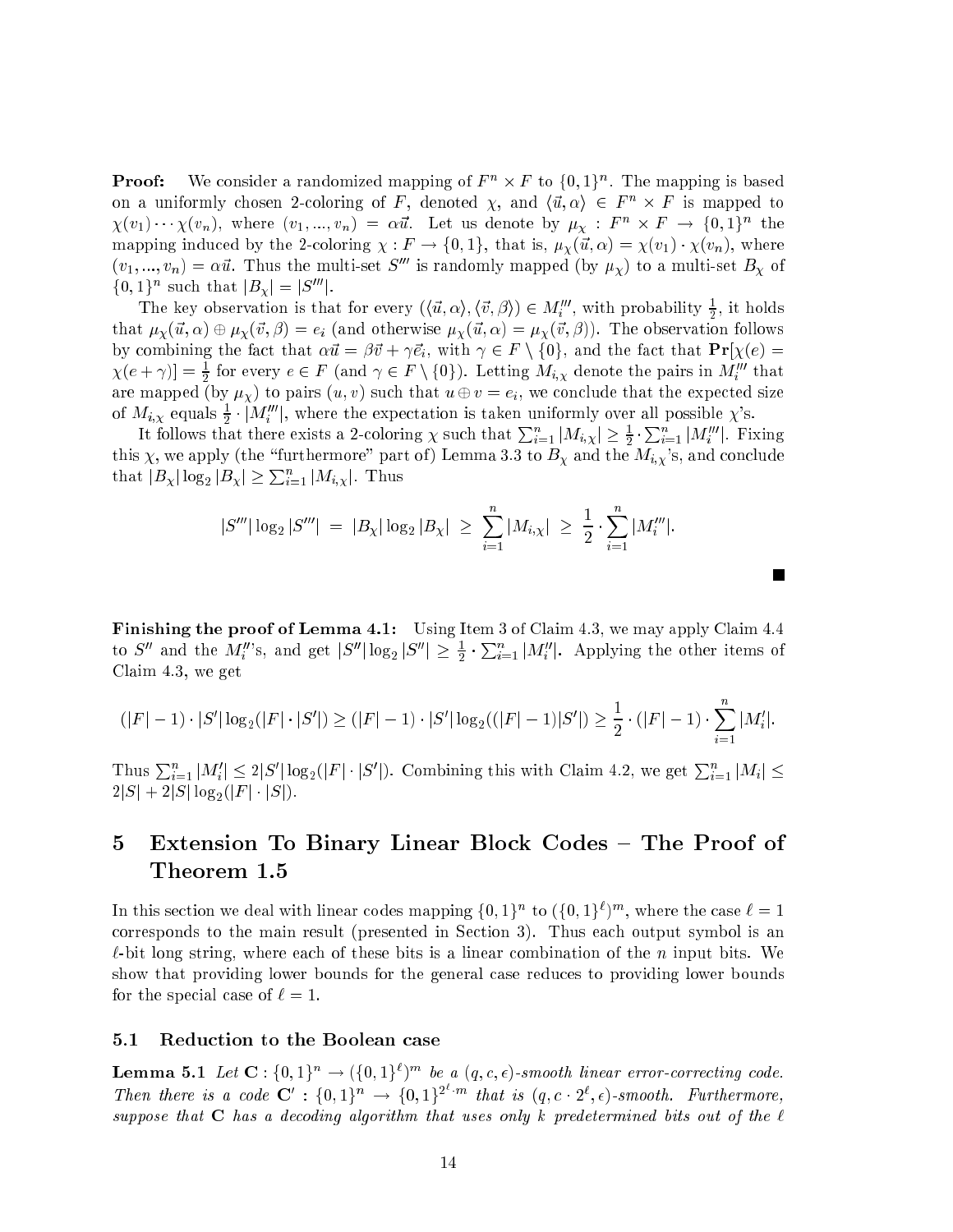**Proof:** We consider a randomized mapping of $F^n \times F$ to $\{0,1\}^n$. The mapping is based on a uniformly chosen 2-coloring of $F$, denoted $\chi$, and $\langle \vec{u}, \alpha \rangle \in F^n \times F$ is mapped to $\chi(v_1) \cdots \chi(v_n)$, where $(v_1, ..., v_n) = \alpha\vec{u}$. Let us denote by $\mu_\chi : F^n \times F \to \{0,1\}^n$ the mapping induced by the 2-coloring $\chi : F \to \{0,1\}$, that is, $\mu_\chi(\vec{u}, \alpha) = \chi(v_1) \cdot \chi(v_n)$, where $(v_1, ..., v_n) = \alpha\vec{u}$. Thus the multi-set $S'''$ is randomly mapped (by $\mu_\chi$) to a multi-set $B_\chi$ of $\{0,1\}^n$ such that $|B_\chi| = |S'''|$.

The key observation is that for every $(\langle \vec{u}, \alpha \rangle, \langle \vec{v}, \beta \rangle) \in M_i'''$, with probability $\frac{1}{2}$, it holds that $\mu_\chi(\vec{u}, \alpha) \oplus \mu_\chi(\vec{v}, \beta) = e_i$ (and otherwise $\mu_\chi(\vec{u}, \alpha) = \mu_\chi(\vec{v}, \beta)$). The observation follows by combining the fact that $\alpha\vec{u} = \beta\vec{v} + \gamma\vec{e}_i$, with $\gamma \in F \setminus \{0\}$, and the fact that $\mathbf{Pr}[\chi(e) = \chi(e + \gamma)] = \frac{1}{2}$ for every $e \in F$ (and $\gamma \in F \setminus \{0\}$). Letting $M_{i,\chi}$ denote the pairs in $M_i'''$ that are mapped (by $\mu_\chi$) to pairs $(u, v)$ such that $u \oplus v = e_i$, we conclude that the expected size of $M_{i,\chi}$ equals $\frac{1}{2} \cdot |M_i'''|$, where the expectation is taken uniformly over all possible $\chi$'s.

It follows that there exists a 2-coloring $\chi$ such that $\sum_{i=1}^n |M_{i,\chi}| \geq \frac{1}{2} \cdot \sum_{i=1}^n |M_i'''|$. Fixing this $\chi$, we apply (the "furthermore" part of) Lemma 3.3 to $B_\chi$ and the $M_{i,\chi}$'s, and conclude that $|B_\chi| \log_2 |B_\chi| \geq \sum_{i=1}^n |M_{i,\chi}|$. Thus

$$|S'''| \log_2 |S'''| \;=\; |B_\chi| \log_2 |B_\chi| \;\geq\; \sum_{i=1}^n |M_{i,\chi}| \;\geq\; \frac{1}{2} \cdot \sum_{i=1}^n |M_i'''|.$$

■

**Finishing the proof of Lemma 4.1:** Using Item 3 of Claim 4.3, we may apply Claim 4.4 to $S''$ and the $M_i''$'s, and get $|S''| \log_2 |S''| \geq \frac{1}{2} \cdot \sum_{i=1}^n |M_i''|$. Applying the other items of Claim 4.3, we get

$$(|F| - 1) \cdot |S'| \log_2(|F| \cdot |S'|) \geq (|F| - 1) \cdot |S'| \log_2((|F| - 1)|S'|) \geq \frac{1}{2} \cdot (|F| - 1) \cdot \sum_{i=1}^n |M_i'|.$$

Thus $\sum_{i=1}^n |M_i'| \leq 2|S'| \log_2(|F| \cdot |S'|)$. Combining this with Claim 4.2, we get $\sum_{i=1}^n |M_i| \leq 2|S| + 2|S| \log_2(|F| \cdot |S|)$.

# 5 Extension To Binary Linear Block Codes – The Proof of Theorem 1.5

In this section we deal with linear codes mapping $\{0,1\}^n$ to $(\{0,1\}^\ell)^m$, where the case $\ell = 1$ corresponds to the main result (presented in Section 3). Thus each output symbol is an $\ell$-bit long string, where each of these bits is a linear combination of the $n$ input bits. We show that providing lower bounds for the general case reduces to providing lower bounds for the special case of $\ell = 1$.

## 5.1 Reduction to the Boolean case

**Lemma 5.1** *Let $\mathbf{C} : \{0,1\}^n \to (\{0,1\}^\ell)^m$ be a $(q, c, \epsilon)$-smooth linear error-correcting code. Then there is a code $\mathbf{C}' : \{0,1\}^n \to \{0,1\}^{2^\ell \cdot m}$ that is $(q, c \cdot 2^\ell, \epsilon)$-smooth. Furthermore, suppose that $\mathbf{C}$ has a decoding algorithm that uses only $k$ predetermined bits out of the $\ell$*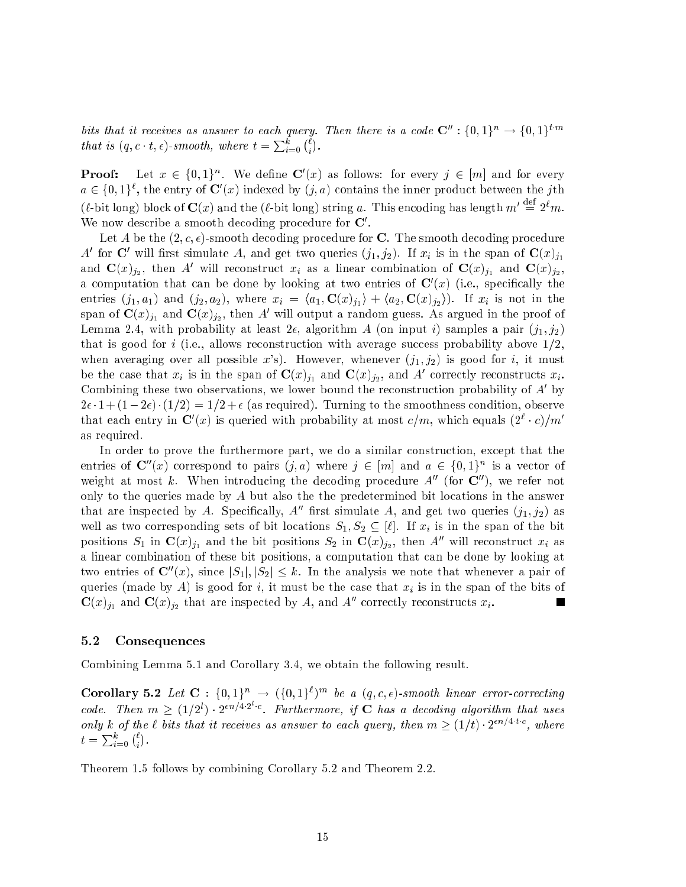*bits that it receives as answer to each query. Then there is a code* $\mathbf{C}'' : \{0,1\}^n \to \{0,1\}^{t \cdot m}$ *that is* $(q, c \cdot t, \epsilon)$*-smooth, where* $t = \sum_{i=0}^{k} \binom{\ell}{i}$.

**Proof:** Let $x \in \{0,1\}^n$. We define $\mathbf{C}'(x)$ as follows: for every $j \in [m]$ and for every $a \in \{0,1\}^\ell$, the entry of $\mathbf{C}'(x)$ indexed by $(j, a)$ contains the inner product between the $j$th ($\ell$-bit long) block of $\mathbf{C}(x)$ and the ($\ell$-bit long) string $a$. This encoding has length $m' \stackrel{\text{def}}{=} 2^\ell m$. We now describe a smooth decoding procedure for $\mathbf{C}'$.

Let $A$ be the $(2, c, \epsilon)$-smooth decoding procedure for $\mathbf{C}$. The smooth decoding procedure $A'$ for $\mathbf{C}'$ will first simulate $A$, and get two queries $(j_1, j_2)$. If $x_i$ is in the span of $\mathbf{C}(x)_{j_1}$ and $\mathbf{C}(x)_{j_2}$, then $A'$ will reconstruct $x_i$ as a linear combination of $\mathbf{C}(x)_{j_1}$ and $\mathbf{C}(x)_{j_2}$, a computation that can be done by looking at two entries of $\mathbf{C}'(x)$ (i.e., specifically the entries $(j_1, a_1)$ and $(j_2, a_2)$, where $x_i = \langle a_1, \mathbf{C}(x)_{j_1} \rangle + \langle a_2, \mathbf{C}(x)_{j_2} \rangle$). If $x_i$ is not in the span of $\mathbf{C}(x)_{j_1}$ and $\mathbf{C}(x)_{j_2}$, then $A'$ will output a random guess. As argued in the proof of Lemma 2.4, with probability at least $2\epsilon$, algorithm $A$ (on input $i$) samples a pair $(j_1, j_2)$ that is good for $i$ (i.e., allows reconstruction with average success probability above $1/2$, when averaging over all possible $x$'s). However, whenever $(j_1, j_2)$ is good for $i$, it must be the case that $x_i$ is in the span of $\mathbf{C}(x)_{j_1}$ and $\mathbf{C}(x)_{j_2}$, and $A'$ correctly reconstructs $x_i$. Combining these two observations, we lower bound the reconstruction probability of $A'$ by $2\epsilon \cdot 1 + (1 - 2\epsilon) \cdot (1/2) = 1/2 + \epsilon$ (as required). Turning to the smoothness condition, observe that each entry in $\mathbf{C}'(x)$ is queried with probability at most $c/m$, which equals $(2^\ell \cdot c)/m'$ as required.

In order to prove the furthermore part, we do a similar construction, except that the entries of $\mathbf{C}''(x)$ correspond to pairs $(j, a)$ where $j \in [m]$ and $a \in \{0,1\}^n$ is a vector of weight at most $k$. When introducing the decoding procedure $A''$ (for $\mathbf{C}''$), we refer not only to the queries made by $A$ but also the the predetermined bit locations in the answer that are inspected by $A$. Specifically, $A''$ first simulate $A$, and get two queries $(j_1, j_2)$ as well as two corresponding sets of bit locations $S_1, S_2 \subseteq [\ell]$. If $x_i$ is in the span of the bit positions $S_1$ in $\mathbf{C}(x)_{j_1}$ and the bit positions $S_2$ in $\mathbf{C}(x)_{j_2}$, then $A''$ will reconstruct $x_i$ as a linear combination of these bit positions, a computation that can be done by looking at two entries of $\mathbf{C}''(x)$, since $|S_1|, |S_2| \leq k$. In the analysis we note that whenever a pair of queries (made by $A$) is good for $i$, it must be the case that $x_i$ is in the span of the bits of $\mathbf{C}(x)_{j_1}$ and $\mathbf{C}(x)_{j_2}$ that are inspected by $A$, and $A''$ correctly reconstructs $x_i$. ■

### 5.2 Consequences

Combining Lemma 5.1 and Corollary 3.4, we obtain the following result.

**Corollary 5.2** *Let* $\mathbf{C} : \{0,1\}^n \to (\{0,1\}^\ell)^m$ *be a* $(q, c, \epsilon)$*-smooth linear error-correcting code. Then* $m \geq (1/2^l) \cdot 2^{\epsilon n / 4 \cdot 2^l \cdot c}$*. Furthermore, if* $\mathbf{C}$ *has a decoding algorithm that uses only* $k$ *of the* $\ell$ *bits that it receives as answer to each query, then* $m \geq (1/t) \cdot 2^{\epsilon n / 4 \cdot t \cdot c}$*, where* $t = \sum_{i=0}^{k} \binom{\ell}{i}$.

Theorem 1.5 follows by combining Corollary 5.2 and Theorem 2.2.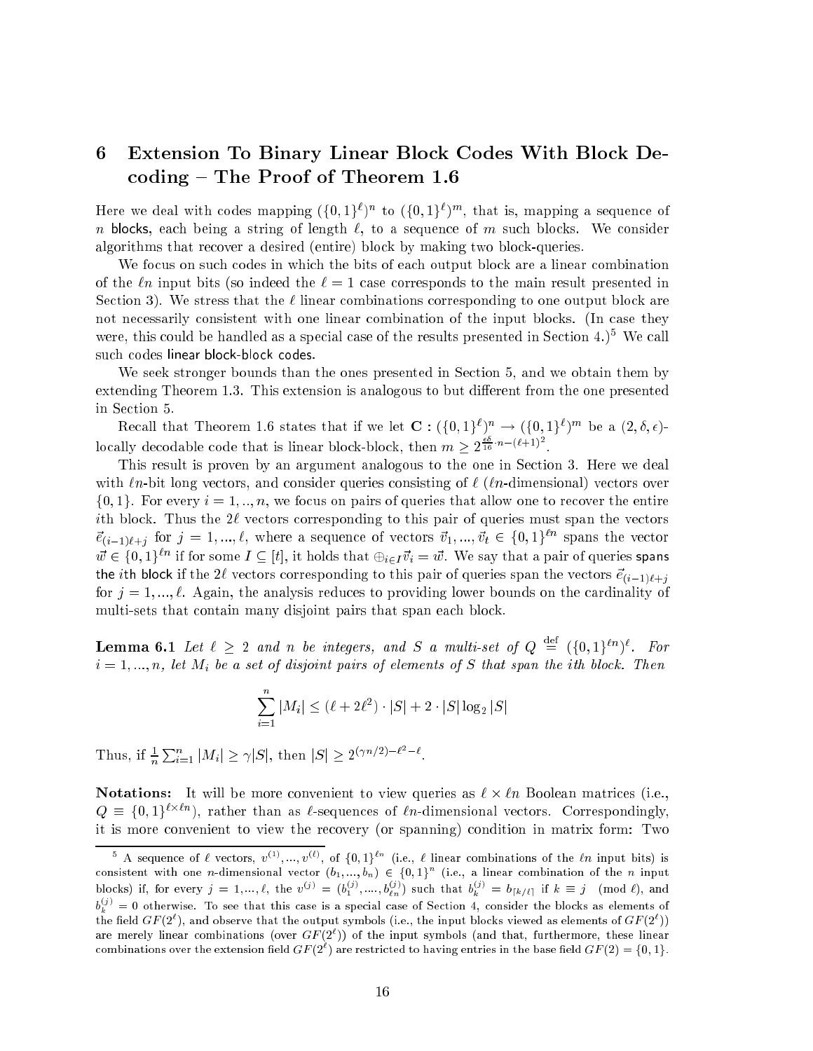# 6 Extension To Binary Linear Block Codes With Block Decoding – The Proof of Theorem 1.6

Here we deal with codes mapping $(\{0,1\}^\ell)^n$ to $(\{0,1\}^\ell)^m$, that is, mapping a sequence of $n$ blocks, each being a string of length $\ell$, to a sequence of $m$ such blocks. We consider algorithms that recover a desired (entire) block by making two block-queries.

We focus on such codes in which the bits of each output block are a linear combination of the $\ell n$ input bits (so indeed the $\ell = 1$ case corresponds to the main result presented in Section 3). We stress that the $\ell$ linear combinations corresponding to one output block are not necessarily consistent with one linear combination of the input blocks. (In case they were, this could be handled as a special case of the results presented in Section 4.)[5] We call such codes linear block-block codes.

We seek stronger bounds than the ones presented in Section 5, and we obtain them by extending Theorem 1.3. This extension is analogous to but different from the one presented in Section 5.

Recall that Theorem 1.6 states that if we let $\mathbf{C} : (\{0,1\}^\ell)^n \to (\{0,1\}^\ell)^m$ be a $(2,\delta,\epsilon)$-locally decodable code that is linear block-block, then $m \geq 2^{\frac{\epsilon\delta}{16}\cdot n - (\ell+1)^2}$.

This result is proven by an argument analogous to the one in Section 3. Here we deal with $\ell n$-bit long vectors, and consider queries consisting of $\ell$ ($\ell n$-dimensional) vectors over $\{0,1\}$. For every $i = 1,..,n$, we focus on pairs of queries that allow one to recover the entire $i$th block. Thus the $2\ell$ vectors corresponding to this pair of queries must span the vectors $\vec{e}_{(i-1)\ell+j}$ for $j = 1,...,\ell$, where a sequence of vectors $\vec{v}_1,...,\vec{v}_t \in \{0,1\}^{\ell n}$ spans the vector $\vec{w} \in \{0,1\}^{\ell n}$ if for some $I \subseteq [t]$, it holds that $\oplus_{i\in I}\vec{v}_i = \vec{w}$. We say that a pair of queries spans the $i$th block if the $2\ell$ vectors corresponding to this pair of queries span the vectors $\vec{e}_{(i-1)\ell+j}$ for $j = 1,...,\ell$. Again, the analysis reduces to providing lower bounds on the cardinality of multi-sets that contain many disjoint pairs that span each block.

**Lemma 6.1** *Let $\ell \geq 2$ and $n$ be integers, and $S$ a multi-set of $Q \stackrel{\rm def}{=} (\{0,1\}^{\ell n})^\ell$. For $i = 1,...,n$, let $M_i$ be a set of disjoint pairs of elements of $S$ that span the $i$th block. Then*

$$\sum_{i=1}^{n} |M_i| \leq (\ell + 2\ell^2)\cdot|S| + 2\cdot|S|\log_2|S|$$

*Thus, if $\frac{1}{n}\sum_{i=1}^{n}|M_i| \geq \gamma|S|$, then $|S| \geq 2^{(\gamma n/2)-\ell^2-\ell}$.*

**Notations:** It will be more convenient to view queries as $\ell \times \ell n$ Boolean matrices (i.e., $Q \equiv \{0,1\}^{\ell\times\ell n}$), rather than as $\ell$-sequences of $\ell n$-dimensional vectors. Correspondingly, it is more convenient to view the recovery (or spanning) condition in matrix form: Two

[5] A sequence of $\ell$ vectors, $v^{(1)},...,v^{(\ell)}$, of $\{0,1\}^{\ell n}$ (i.e., $\ell$ linear combinations of the $\ell n$ input bits) is consistent with one $n$-dimensional vector $(b_1,...,b_n) \in \{0,1\}^n$ (i.e., a linear combination of the $n$ input blocks) if, for every $j = 1,...,\ell$, the $v^{(j)} = (b_1^{(j)},....,b_{\ell n}^{(j)})$ such that $b_k^{(j)} = b_{\lceil k/\ell\rceil}$ if $k \equiv j \pmod{\ell}$, and $b_k^{(j)} = 0$ otherwise. To see that this case is a special case of Section 4, consider the blocks as elements of the field $GF(2^\ell)$, and observe that the output symbols (i.e., the input blocks viewed as elements of $GF(2^\ell)$) are merely linear combinations (over $GF(2^\ell)$) of the input symbols (and that, furthermore, these linear combinations over the extension field $GF(2^\ell)$ are restricted to having entries in the base field $GF(2) = \{0,1\}$.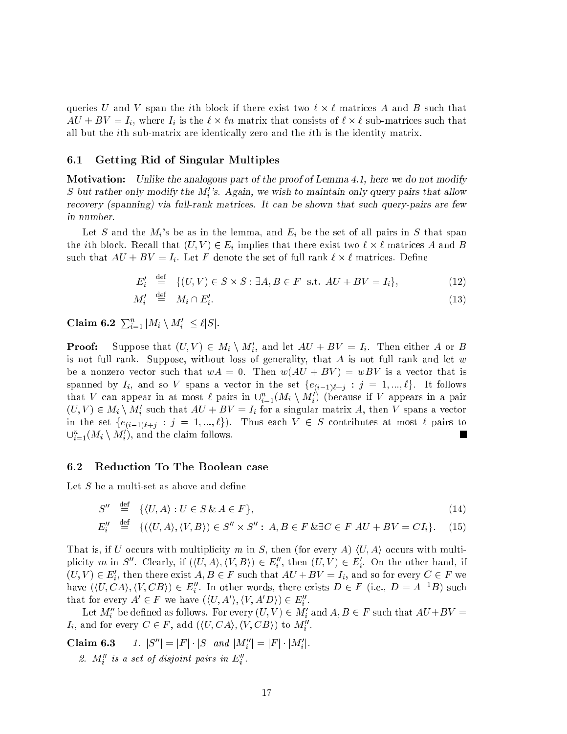queries $U$ and $V$ span the $i$th block if there exist two $\ell \times \ell$ matrices $A$ and $B$ such that $AU + BV = I_i$, where $I_i$ is the $\ell \times \ell n$ matrix that consists of $\ell \times \ell$ sub-matrices such that all but the $i$th sub-matrix are identically zero and the $i$th is the identity matrix.

### 6.1 Getting Rid of Singular Multiples

**Motivation:** *Unlike the analogous part of the proof of Lemma 4.1, here we do not modify $S$ but rather only modify the $M_i'$'s. Again, we wish to maintain only query pairs that allow recovery (spanning) via full-rank matrices. It can be shown that such query-pairs are few in number.*

Let $S$ and the $M_i$'s be as in the lemma, and $E_i$ be the set of all pairs in $S$ that span the $i$th block. Recall that $(U, V) \in E_i$ implies that there exist two $\ell \times \ell$ matrices $A$ and $B$ such that $AU + BV = I_i$. Let $F$ denote the set of full rank $\ell \times \ell$ matrices. Define

$$E_i' \stackrel{\text{def}}{=} \{(U, V) \in S \times S : \exists A, B \in F \text{ s.t. } AU + BV = I_i\}, \tag{12}$$

$$M_i' \stackrel{\text{def}}{=} M_i \cap E_i'. \tag{13}$$

**Claim 6.2** $\sum_{i=1}^{n} |M_i \setminus M_i'| \leq \ell |S|$.

**Proof:** Suppose that $(U, V) \in M_i \setminus M_i'$, and let $AU + BV = I_i$. Then either $A$ or $B$ is not full rank. Suppose, without loss of generality, that $A$ is not full rank and let $w$ be a nonzero vector such that $wA = 0$. Then $w(AU + BV) = wBV$ is a vector that is spanned by $I_i$, and so $V$ spans a vector in the set $\{e_{(i-1)\ell+j} : j = 1, ..., \ell\}$. It follows that $V$ can appear in at most $\ell$ pairs in $\cup_{i=1}^{n}(M_i \setminus M_i')$ (because if $V$ appears in a pair $(U, V) \in M_i \setminus M_i'$ such that $AU + BV = I_i$ for a singular matrix $A$, then $V$ spans a vector in the set $\{e_{(i-1)\ell+j} : j = 1, ..., \ell\}$). Thus each $V \in S$ contributes at most $\ell$ pairs to $\cup_{i=1}^{n}(M_i \setminus M_i')$, and the claim follows. ■

### 6.2 Reduction To The Boolean case

Let $S$ be a multi-set as above and define

$$S'' \stackrel{\text{def}}{=} \{\langle U, A \rangle : U \in S \,\&\, A \in F\}, \tag{14}$$

$$E_i'' \stackrel{\text{def}}{=} \{(\langle U, A \rangle, \langle V, B \rangle) \in S'' \times S'' : \, A, B \in F \,\&\exists C \in F \; AU + BV = CI_i\}. \tag{15}$$

That is, if $U$ occurs with multiplicity $m$ in $S$, then (for every $A$) $\langle U, A \rangle$ occurs with multiplicity $m$ in $S''$. Clearly, if $(\langle U, A \rangle, \langle V, B \rangle) \in E_i''$, then $(U, V) \in E_i'$. On the other hand, if $(U, V) \in E_i'$, then there exist $A, B \in F$ such that $AU + BV = I_i$, and so for every $C \in F$ we have $(\langle U, CA \rangle, \langle V, CB \rangle) \in E_i''$. In other words, there exists $D \in F$ (i.e., $D = A^{-1}B$) such that for every $A' \in F$ we have $(\langle U, A' \rangle, \langle V, A'D \rangle) \in E_i''$.

Let $M_i''$ be defined as follows. For every $(U, V) \in M_i'$ and $A, B \in F$ such that $AU + BV = I_i$, and for every $C \in F$, add $(\langle U, CA \rangle, \langle V, CB \rangle)$ to $M_i''$.

**Claim 6.3** 1. $|S''| = |F| \cdot |S|$ and $|M_i''| = |F| \cdot |M_i'|$.

2. $M_i''$ is a set of disjoint pairs in $E_i''$.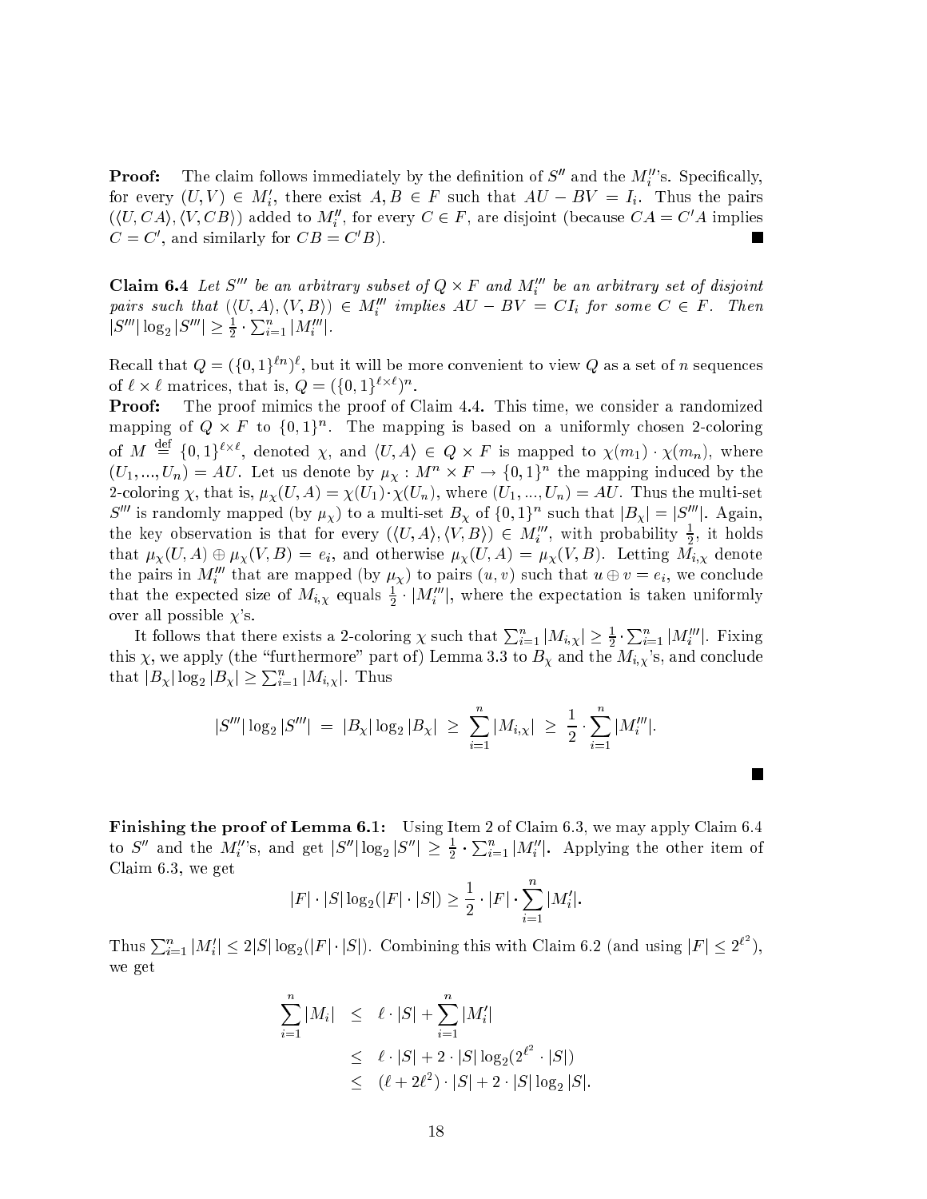**Proof:** The claim follows immediately by the definition of $S''$ and the $M_i''$'s. Specifically, for every $(U,V) \in M_i'$, there exist $A, B \in F$ such that $AU - BV = I_i$. Thus the pairs $(\langle U, CA\rangle, \langle V, CB\rangle)$ added to $M_i''$, for every $C \in F$, are disjoint (because $CA = C'A$ implies $C = C'$, and similarly for $CB = C'B$). ■

**Claim 6.4** *Let $S'''$ be an arbitrary subset of $Q \times F$ and $M_i'''$ be an arbitrary set of disjoint pairs such that $(\langle U, A\rangle, \langle V, B\rangle) \in M_i'''$ implies $AU - BV = CI_i$ for some $C \in F$. Then $|S'''| \log_2 |S'''| \geq \frac{1}{2} \cdot \sum_{i=1}^{n} |M_i'''|$.*

Recall that $Q = (\{0,1\}^{\ell n})^{\ell}$, but it will be more convenient to view $Q$ as a set of $n$ sequences of $\ell \times \ell$ matrices, that is, $Q = (\{0,1\}^{\ell \times \ell})^n$.

**Proof:** The proof mimics the proof of Claim 4.4. This time, we consider a randomized mapping of $Q \times F$ to $\{0,1\}^n$. The mapping is based on a uniformly chosen 2-coloring of $M \stackrel{\rm def}{=} \{0,1\}^{\ell \times \ell}$, denoted $\chi$, and $\langle U, A\rangle \in Q \times F$ is mapped to $\chi(m_1) \cdot \chi(m_n)$, where $(U_1, ..., U_n) = AU$. Let us denote by $\mu_\chi : M^n \times F \to \{0,1\}^n$ the mapping induced by the 2-coloring $\chi$, that is, $\mu_\chi(U, A) = \chi(U_1) \cdot \chi(U_n)$, where $(U_1, ..., U_n) = AU$. Thus the multi-set $S'''$ is randomly mapped (by $\mu_\chi$) to a multi-set $B_\chi$ of $\{0,1\}^n$ such that $|B_\chi| = |S'''|$. Again, the key observation is that for every $(\langle U, A\rangle, \langle V, B\rangle) \in M_i'''$, with probability $\frac{1}{2}$, it holds that $\mu_\chi(U, A) \oplus \mu_\chi(V, B) = e_i$, and otherwise $\mu_\chi(U, A) = \mu_\chi(V, B)$. Letting $M_{i,\chi}$ denote the pairs in $M_i'''$ that are mapped (by $\mu_\chi$) to pairs $(u, v)$ such that $u \oplus v = e_i$, we conclude that the expected size of $M_{i,\chi}$ equals $\frac{1}{2} \cdot |M_i'''|$, where the expectation is taken uniformly over all possible $\chi$'s.

It follows that there exists a 2-coloring $\chi$ such that $\sum_{i=1}^{n} |M_{i,\chi}| \geq \frac{1}{2} \cdot \sum_{i=1}^{n} |M_i'''|$. Fixing this $\chi$, we apply (the "furthermore" part of) Lemma 3.3 to $B_\chi$ and the $M_{i,\chi}$'s, and conclude that $|B_\chi| \log_2 |B_\chi| \geq \sum_{i=1}^{n} |M_{i,\chi}|$. Thus

$$|S'''| \log_2 |S'''| = |B_\chi| \log_2 |B_\chi| \geq \sum_{i=1}^{n} |M_{i,\chi}| \geq \frac{1}{2} \cdot \sum_{i=1}^{n} |M_i'''|.$$

■

**Finishing the proof of Lemma 6.1:** Using Item 2 of Claim 6.3, we may apply Claim 6.4 to $S''$ and the $M_i''$'s, and get $|S''| \log_2 |S''| \geq \frac{1}{2} \cdot \sum_{i=1}^{n} |M_i''|$. Applying the other item of Claim 6.3, we get

$$|F| \cdot |S| \log_2(|F| \cdot |S|) \geq \frac{1}{2} \cdot |F| \cdot \sum_{i=1}^{n} |M_i'|.$$

Thus $\sum_{i=1}^{n} |M_i'| \leq 2|S| \log_2(|F| \cdot |S|)$. Combining this with Claim 6.2 (and using $|F| \leq 2^{\ell^2}$), we get

$$\begin{aligned}
\sum_{i=1}^{n} |M_i| &\leq \ell \cdot |S| + \sum_{i=1}^{n} |M_i'| \\
&\leq \ell \cdot |S| + 2 \cdot |S| \log_2(2^{\ell^2} \cdot |S|) \\
&\leq (\ell + 2\ell^2) \cdot |S| + 2 \cdot |S| \log_2 |S|.
\end{aligned}$$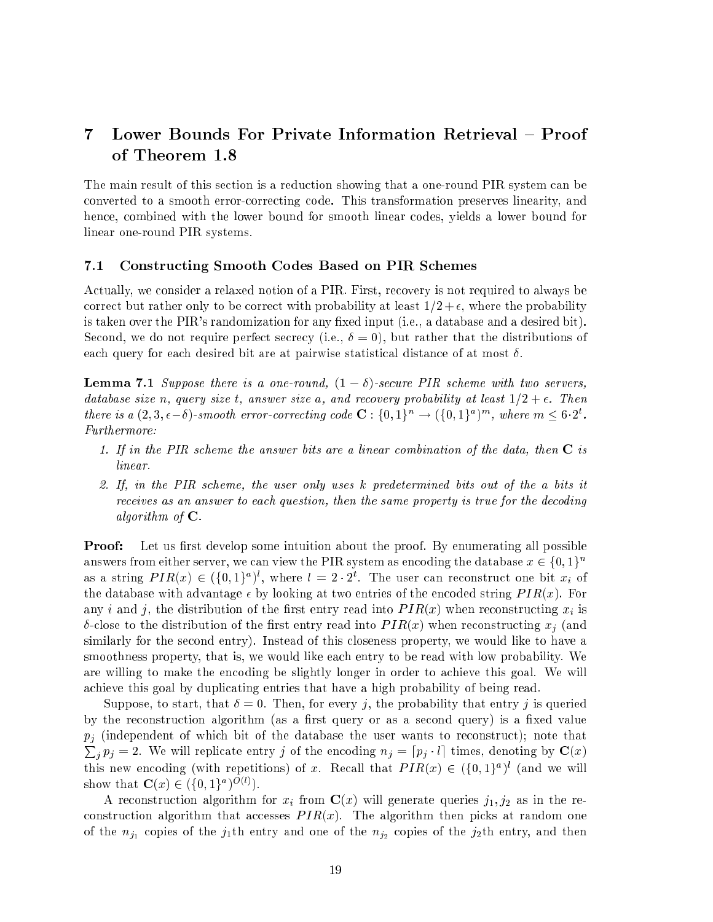# 7 Lower Bounds For Private Information Retrieval – Proof of Theorem 1.8

The main result of this section is a reduction showing that a one-round PIR system can be converted to a smooth error-correcting code. This transformation preserves linearity, and hence, combined with the lower bound for smooth linear codes, yields a lower bound for linear one-round PIR systems.

## 7.1 Constructing Smooth Codes Based on PIR Schemes

Actually, we consider a relaxed notion of a PIR. First, recovery is not required to always be correct but rather only to be correct with probability at least $1/2 + \epsilon$, where the probability is taken over the PIR's randomization for any fixed input (i.e., a database and a desired bit). Second, we do not require perfect secrecy (i.e., $\delta = 0$), but rather that the distributions of each query for each desired bit are at pairwise statistical distance of at most $\delta$.

**Lemma 7.1** *Suppose there is a one-round, $(1-\delta)$-secure PIR scheme with two servers, database size $n$, query size $t$, answer size $a$, and recovery probability at least $1/2+\epsilon$. Then there is a $(2, 3, \epsilon-\delta)$-smooth error-correcting code $\mathbf{C} : \{0,1\}^n \to (\{0,1\}^a)^m$, where $m \leq 6 \cdot 2^t$. Furthermore:*

1. *If in the PIR scheme the answer bits are a linear combination of the data, then $\mathbf{C}$ is linear.*
2. *If, in the PIR scheme, the user only uses $k$ predetermined bits out of the $a$ bits it receives as an answer to each question, then the same property is true for the decoding algorithm of $\mathbf{C}$.*

**Proof:** Let us first develop some intuition about the proof. By enumerating all possible answers from either server, we can view the PIR system as encoding the database $x \in \{0,1\}^n$ as a string $PIR(x) \in (\{0,1\}^a)^l$, where $l = 2 \cdot 2^t$. The user can reconstruct one bit $x_i$ of the database with advantage $\epsilon$ by looking at two entries of the encoded string $PIR(x)$. For any $i$ and $j$, the distribution of the first entry read into $PIR(x)$ when reconstructing $x_i$ is $\delta$-close to the distribution of the first entry read into $PIR(x)$ when reconstructing $x_j$ (and similarly for the second entry). Instead of this closeness property, we would like to have a smoothness property, that is, we would like each entry to be read with low probability. We are willing to make the encoding be slightly longer in order to achieve this goal. We will achieve this goal by duplicating entries that have a high probability of being read.

Suppose, to start, that $\delta = 0$. Then, for every $j$, the probability that entry $j$ is queried by the reconstruction algorithm (as a first query or as a second query) is a fixed value $p_j$ (independent of which bit of the database the user wants to reconstruct); note that $\sum_j p_j = 2$. We will replicate entry $j$ of the encoding $n_j = \lceil p_j \cdot l \rceil$ times, denoting by $\mathbf{C}(x)$ this new encoding (with repetitions) of $x$. Recall that $PIR(x) \in (\{0,1\}^a)^l$ (and we will show that $\mathbf{C}(x) \in (\{0,1\}^a)^{O(l)}$).

A reconstruction algorithm for $x_i$ from $\mathbf{C}(x)$ will generate queries $j_1, j_2$ as in the reconstruction algorithm that accesses $PIR(x)$. The algorithm then picks at random one of the $n_{j_1}$ copies of the $j_1$th entry and one of the $n_{j_2}$ copies of the $j_2$th entry, and then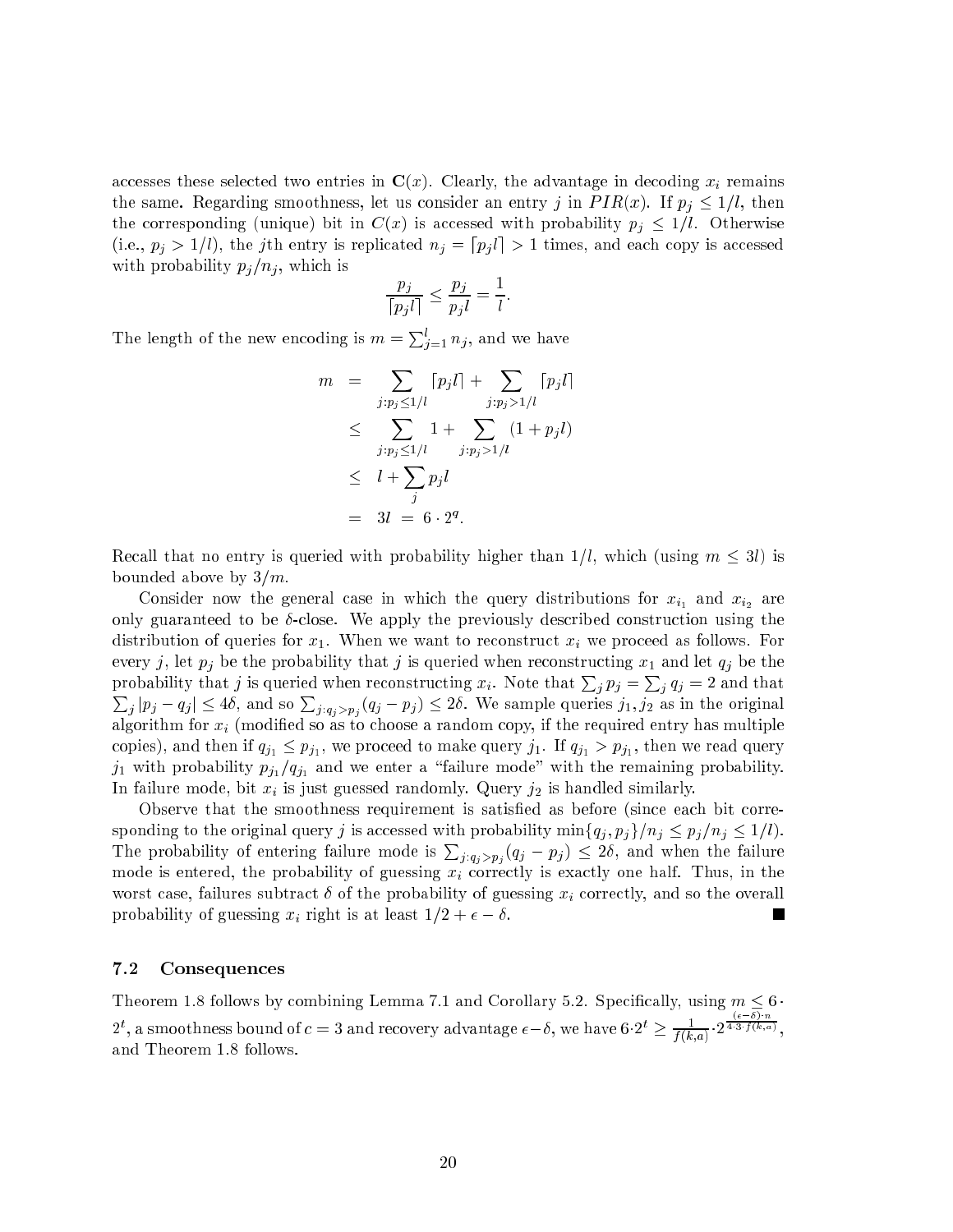accesses these selected two entries in $\mathbf{C}(x)$. Clearly, the advantage in decoding $x_i$ remains the same. Regarding smoothness, let us consider an entry $j$ in $PIR(x)$. If $p_j \leq 1/l$, then the corresponding (unique) bit in $C(x)$ is accessed with probability $p_j \leq 1/l$. Otherwise (i.e., $p_j > 1/l$), the $j$th entry is replicated $n_j = \lceil p_j l \rceil > 1$ times, and each copy is accessed with probability $p_j/n_j$, which is

$$\frac{p_j}{\lceil p_j l \rceil} \leq \frac{p_j}{p_j l} = \frac{1}{l}.$$

The length of the new encoding is $m = \sum_{j=1}^{l} n_j$, and we have

$$\begin{aligned}
m &= \sum_{j:p_j \leq 1/l} \lceil p_j l \rceil + \sum_{j:p_j > 1/l} \lceil p_j l \rceil \\
&\leq \sum_{j:p_j \leq 1/l} 1 + \sum_{j:p_j > 1/l} (1 + p_j l) \\
&\leq l + \sum_j p_j l \\
&= 3l \ = \ 6 \cdot 2^q.
\end{aligned}$$

Recall that no entry is queried with probability higher than $1/l$, which (using $m \leq 3l$) is bounded above by $3/m$.

Consider now the general case in which the query distributions for $x_{i_1}$ and $x_{i_2}$ are only guaranteed to be $\delta$-close. We apply the previously described construction using the distribution of queries for $x_1$. When we want to reconstruct $x_i$ we proceed as follows. For every $j$, let $p_j$ be the probability that $j$ is queried when reconstructing $x_1$ and let $q_j$ be the probability that $j$ is queried when reconstructing $x_i$. Note that $\sum_j p_j = \sum_j q_j = 2$ and that $\sum_j |p_j - q_j| \leq 4\delta$, and so $\sum_{j:q_j > p_j}(q_j - p_j) \leq 2\delta$. We sample queries $j_1, j_2$ as in the original algorithm for $x_i$ (modified so as to choose a random copy, if the required entry has multiple copies), and then if $q_{j_1} \leq p_{j_1}$, we proceed to make query $j_1$. If $q_{j_1} > p_{j_1}$, then we read query $j_1$ with probability $p_{j_1}/q_{j_1}$ and we enter a "failure mode" with the remaining probability. In failure mode, bit $x_i$ is just guessed randomly. Query $j_2$ is handled similarly.

Observe that the smoothness requirement is satisfied as before (since each bit corresponding to the original query $j$ is accessed with probability $\min\{q_j, p_j\}/n_j \leq p_j/n_j \leq 1/l$). The probability of entering failure mode is $\sum_{j:q_j > p_j}(q_j - p_j) \leq 2\delta$, and when the failure mode is entered, the probability of guessing $x_i$ correctly is exactly one half. Thus, in the worst case, failures subtract $\delta$ of the probability of guessing $x_i$ correctly, and so the overall probability of guessing $x_i$ right is at least $1/2 + \epsilon - \delta$. ■

### 7.2 Consequences

Theorem 1.8 follows by combining Lemma 7.1 and Corollary 5.2. Specifically, using $m \leq 6 \cdot 2^t$, a smoothness bound of $c = 3$ and recovery advantage $\epsilon - \delta$, we have $6 \cdot 2^t \geq \frac{1}{f(k,a)} \cdot 2^{\frac{(\epsilon-\delta)\cdot n}{4 \cdot 3 \cdot f(k,a)}}$, and Theorem 1.8 follows.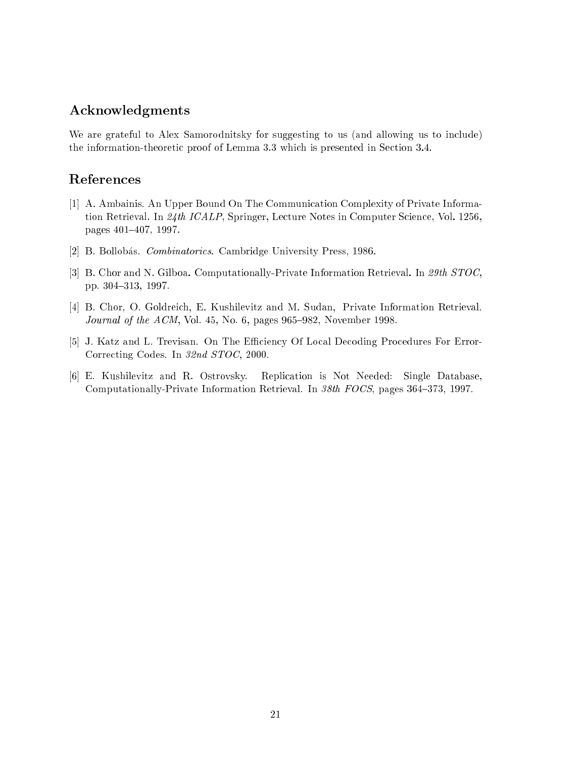## Acknowledgments

We are grateful to Alex Samorodnitsky for suggesting to us (and allowing us to include) the information-theoretic proof of Lemma 3.3 which is presented in Section 3.4.

## References

[1] A. Ambainis. An Upper Bound On The Communication Complexity of Private Information Retrieval. In *24th ICALP*, Springer, Lecture Notes in Computer Science, Vol. 1256, pages 401–407, 1997.

[2] B. Bollobás. *Combinatorics*. Cambridge University Press, 1986.

[3] B. Chor and N. Gilboa. Computationally-Private Information Retrieval. In *29th STOC*, pp. 304–313, 1997.

[4] B. Chor, O. Goldreich, E. Kushilevitz and M. Sudan, Private Information Retrieval. *Journal of the ACM*, Vol. 45, No. 6, pages 965–982, November 1998.

[5] J. Katz and L. Trevisan. On The Efficiency Of Local Decoding Procedures For Error-Correcting Codes. In *32nd STOC*, 2000.

[6] E. Kushilevitz and R. Ostrovsky. Replication is Not Needed: Single Database, Computationally-Private Information Retrieval. In *38th FOCS*, pages 364–373, 1997.